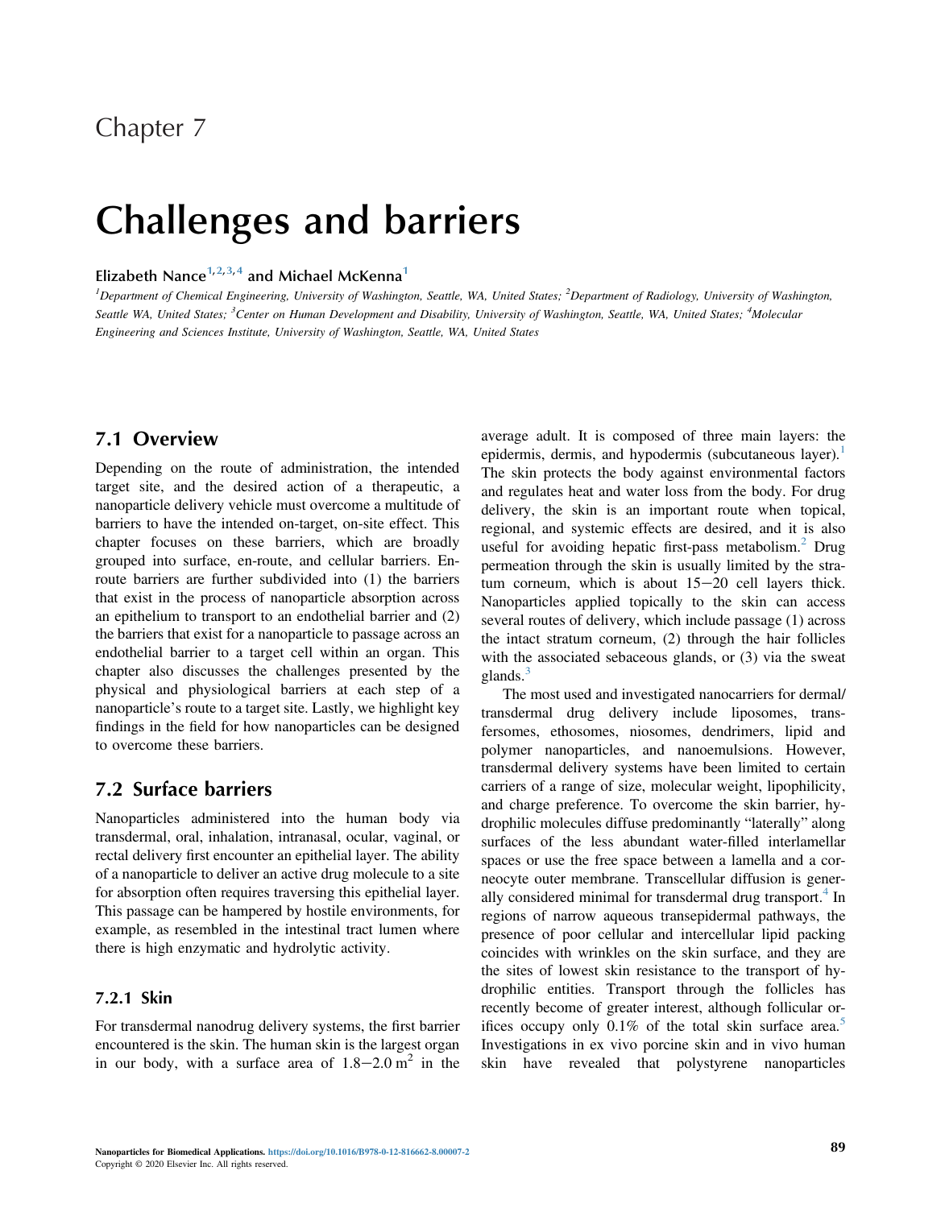Chapter 7

# Challenges and barriers

**Elizabeth Nance[1,2,3,4] and Michael McKenna[1]**

*[1]Department of Chemical Engineering, University of Washington, Seattle, WA, United States; [2]Department of Radiology, University of Washington, Seattle WA, United States; [3]Center on Human Development and Disability, University of Washington, Seattle, WA, United States; [4]Molecular Engineering and Sciences Institute, University of Washington, Seattle, WA, United States*

## 7.1 Overview

Depending on the route of administration, the intended target site, and the desired action of a therapeutic, a nanoparticle delivery vehicle must overcome a multitude of barriers to have the intended on-target, on-site effect. This chapter focuses on these barriers, which are broadly grouped into surface, en-route, and cellular barriers. En-route barriers are further subdivided into (1) the barriers that exist in the process of nanoparticle absorption across an epithelium to transport to an endothelial barrier and (2) the barriers that exist for a nanoparticle to passage across an endothelial barrier to a target cell within an organ. This chapter also discusses the challenges presented by the physical and physiological barriers at each step of a nanoparticle's route to a target site. Lastly, we highlight key findings in the field for how nanoparticles can be designed to overcome these barriers.

## 7.2 Surface barriers

Nanoparticles administered into the human body via transdermal, oral, inhalation, intranasal, ocular, vaginal, or rectal delivery first encounter an epithelial layer. The ability of a nanoparticle to deliver an active drug molecule to a site for absorption often requires traversing this epithelial layer. This passage can be hampered by hostile environments, for example, as resembled in the intestinal tract lumen where there is high enzymatic and hydrolytic activity.

### 7.2.1 Skin

For transdermal nanodrug delivery systems, the first barrier encountered is the skin. The human skin is the largest organ in our body, with a surface area of $1.8-2.0\ m^2$ in the average adult. It is composed of three main layers: the epidermis, dermis, and hypodermis (subcutaneous layer).[1] The skin protects the body against environmental factors and regulates heat and water loss from the body. For drug delivery, the skin is an important route when topical, regional, and systemic effects are desired, and it is also useful for avoiding hepatic first-pass metabolism.[2] Drug permeation through the skin is usually limited by the stratum corneum, which is about 15−20 cell layers thick. Nanoparticles applied topically to the skin can access several routes of delivery, which include passage (1) across the intact stratum corneum, (2) through the hair follicles with the associated sebaceous glands, or (3) via the sweat glands.[3]

The most used and investigated nanocarriers for dermal/transdermal drug delivery include liposomes, transfersomes, ethosomes, niosomes, dendrimers, lipid and polymer nanoparticles, and nanoemulsions. However, transdermal delivery systems have been limited to certain carriers of a range of size, molecular weight, lipophilicity, and charge preference. To overcome the skin barrier, hydrophilic molecules diffuse predominantly "laterally" along surfaces of the less abundant water-filled interlamellar spaces or use the free space between a lamella and a corneocyte outer membrane. Transcellular diffusion is generally considered minimal for transdermal drug transport.[4] In regions of narrow aqueous transepidermal pathways, the presence of poor cellular and intercellular lipid packing coincides with wrinkles on the skin surface, and they are the sites of lowest skin resistance to the transport of hydrophilic entities. Transport through the follicles has recently become of greater interest, although follicular orifices occupy only 0.1% of the total skin surface area.[5] Investigations in ex vivo porcine skin and in vivo human skin have revealed that polystyrene nanoparticles

Nanoparticles for Biomedical Applications. https://doi.org/10.1016/B978-0-12-816662-8.00007-2
Copyright © 2020 Elsevier Inc. All rights reserved.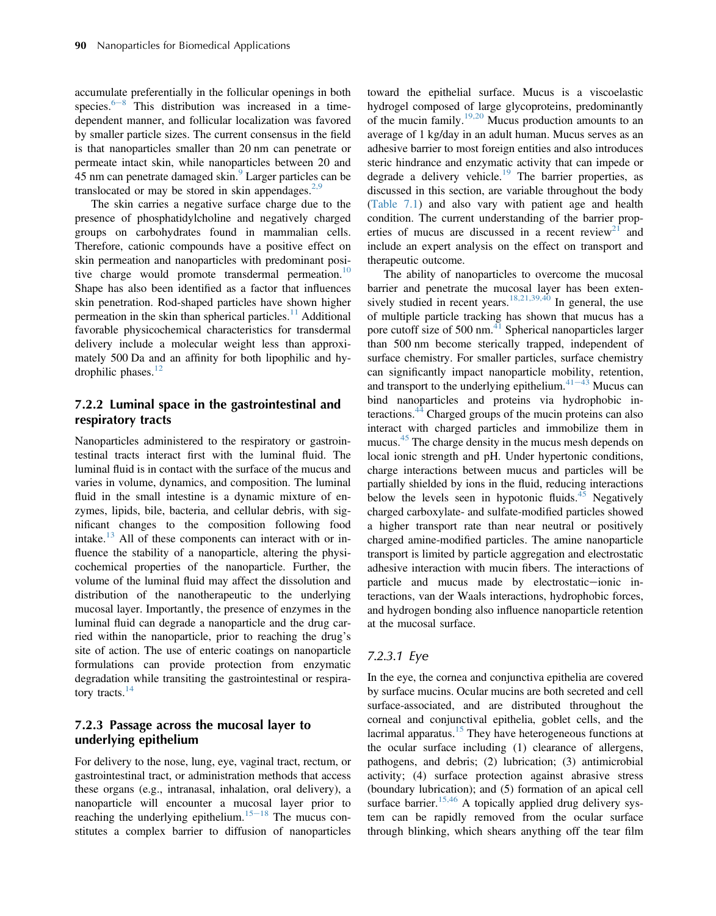accumulate preferentially in the follicular openings in both species.[6–8] This distribution was increased in a time-dependent manner, and follicular localization was favored by smaller particle sizes. The current consensus in the field is that nanoparticles smaller than 20 nm can penetrate or permeate intact skin, while nanoparticles between 20 and 45 nm can penetrate damaged skin.[9] Larger particles can be translocated or may be stored in skin appendages.[2,9]

The skin carries a negative surface charge due to the presence of phosphatidylcholine and negatively charged groups on carbohydrates found in mammalian cells. Therefore, cationic compounds have a positive effect on skin permeation and nanoparticles with predominant positive charge would promote transdermal permeation.[10] Shape has also been identified as a factor that influences skin penetration. Rod-shaped particles have shown higher permeation in the skin than spherical particles.[11] Additional favorable physicochemical characteristics for transdermal delivery include a molecular weight less than approximately 500 Da and an affinity for both lipophilic and hydrophilic phases.[12]

### 7.2.2 Luminal space in the gastrointestinal and respiratory tracts

Nanoparticles administered to the respiratory or gastrointestinal tracts interact first with the luminal fluid. The luminal fluid is in contact with the surface of the mucus and varies in volume, dynamics, and composition. The luminal fluid in the small intestine is a dynamic mixture of enzymes, lipids, bile, bacteria, and cellular debris, with significant changes to the composition following food intake.[13] All of these components can interact with or influence the stability of a nanoparticle, altering the physicochemical properties of the nanoparticle. Further, the volume of the luminal fluid may affect the dissolution and distribution of the nanotherapeutic to the underlying mucosal layer. Importantly, the presence of enzymes in the luminal fluid can degrade a nanoparticle and the drug carried within the nanoparticle, prior to reaching the drug's site of action. The use of enteric coatings on nanoparticle formulations can provide protection from enzymatic degradation while transiting the gastrointestinal or respiratory tracts.[14]

### 7.2.3 Passage across the mucosal layer to underlying epithelium

For delivery to the nose, lung, eye, vaginal tract, rectum, or gastrointestinal tract, or administration methods that access these organs (e.g., intranasal, inhalation, oral delivery), a nanoparticle will encounter a mucosal layer prior to reaching the underlying epithelium.[15–18] The mucus constitutes a complex barrier to diffusion of nanoparticles toward the epithelial surface. Mucus is a viscoelastic hydrogel composed of large glycoproteins, predominantly of the mucin family.[19,20] Mucus production amounts to an average of 1 kg/day in an adult human. Mucus serves as an adhesive barrier to most foreign entities and also introduces steric hindrance and enzymatic activity that can impede or degrade a delivery vehicle.[19] The barrier properties, as discussed in this section, are variable throughout the body (Table 7.1) and also vary with patient age and health condition. The current understanding of the barrier properties of mucus are discussed in a recent review[21] and include an expert analysis on the effect on transport and therapeutic outcome.

The ability of nanoparticles to overcome the mucosal barrier and penetrate the mucosal layer has been extensively studied in recent years.[18,21,39,40] In general, the use of multiple particle tracking has shown that mucus has a pore cutoff size of 500 nm.[41] Spherical nanoparticles larger than 500 nm become sterically trapped, independent of surface chemistry. For smaller particles, surface chemistry can significantly impact nanoparticle mobility, retention, and transport to the underlying epithelium.[41–43] Mucus can bind nanoparticles and proteins via hydrophobic interactions.[44] Charged groups of the mucin proteins can also interact with charged particles and immobilize them in mucus.[45] The charge density in the mucus mesh depends on local ionic strength and pH. Under hypertonic conditions, charge interactions between mucus and particles will be partially shielded by ions in the fluid, reducing interactions below the levels seen in hypotonic fluids.[45] Negatively charged carboxylate- and sulfate-modified particles showed a higher transport rate than near neutral or positively charged amine-modified particles. The amine nanoparticle transport is limited by particle aggregation and electrostatic adhesive interaction with mucin fibers. The interactions of particle and mucus made by electrostatic–ionic interactions, van der Waals interactions, hydrophobic forces, and hydrogen bonding also influence nanoparticle retention at the mucosal surface.

#### 7.2.3.1 Eye

In the eye, the cornea and conjunctiva epithelia are covered by surface mucins. Ocular mucins are both secreted and cell surface-associated, and are distributed throughout the corneal and conjunctival epithelia, goblet cells, and the lacrimal apparatus.[15] They have heterogeneous functions at the ocular surface including (1) clearance of allergens, pathogens, and debris; (2) lubrication; (3) antimicrobial activity; (4) surface protection against abrasive stress (boundary lubrication); and (5) formation of an apical cell surface barrier.[15,46] A topically applied drug delivery system can be rapidly removed from the ocular surface through blinking, which shears anything off the tear film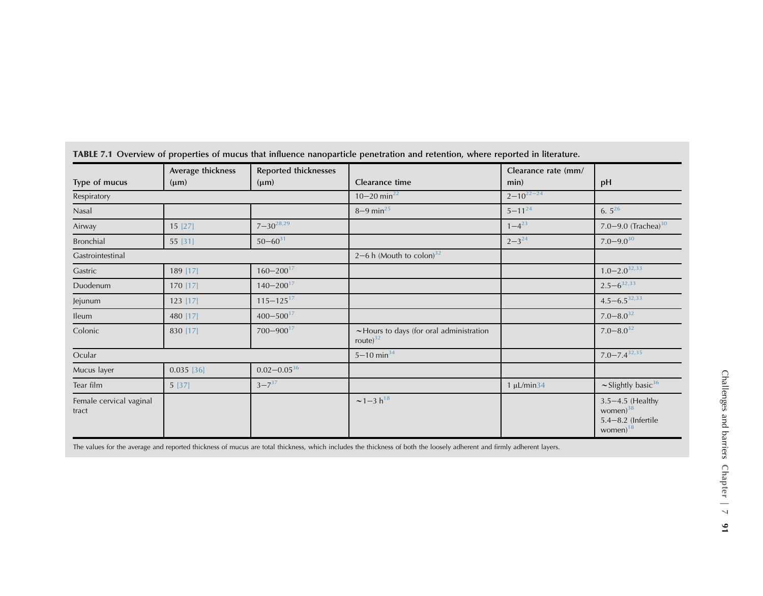**TABLE 7.1 Overview of properties of mucus that influence nanoparticle penetration and retention, where reported in literature.**

| Type of mucus | Average thickness (μm) | Reported thicknesses (μm) | Clearance time | Clearance rate (mm/min) | pH |
|---|---|---|---|---|---|
| Respiratory | | | 10–20 min[22] | 2–10[22–24] | |
| Nasal | | | 8–9 min[25] | 5–11[24] | 6. 5[26] |
| Airway | 15 [27] | 7–30[28,29] | | 1–4[23] | 7.0–9.0 (Trachea)[30] |
| Bronchial | 55 [31] | 50–60[31] | | 2–3[24] | 7.0–9.0[30] |
| Gastrointestinal | | | 2–6 h (Mouth to colon)[32] | | |
| Gastric | 189 [17] | 160–200[17] | | | 1.0–2.0[32,33] |
| Duodenum | 170 [17] | 140–200[17] | | | 2.5–6[32,33] |
| Jejunum | 123 [17] | 115–125[17] | | | 4.5–6.5[32,33] |
| Ileum | 480 [17] | 400–500[17] | | | 7.0–8.0[32] |
| Colonic | 830 [17] | 700–900[17] | ~Hours to days (for oral administration route)[32] | | 7.0–8.0[32] |
| Ocular | | | 5–10 min[34] | | 7.0–7.4[32,35] |
| Mucus layer | 0.035 [36] | 0.02–0.05[36] | | | |
| Tear film | 5 [37] | 3–7[37] | | 1 μL/min34 | ~Slightly basic[36] |
| Female cervical vaginal tract | | | ~1–3 h[18] | | 3.5–4.5 (Healthy women)[38] 5.4–8.2 (Infertile women)[18] |

The values for the average and reported thickness of mucus are total thickness, which includes the thickness of both the loosely adherent and firmly adherent layers.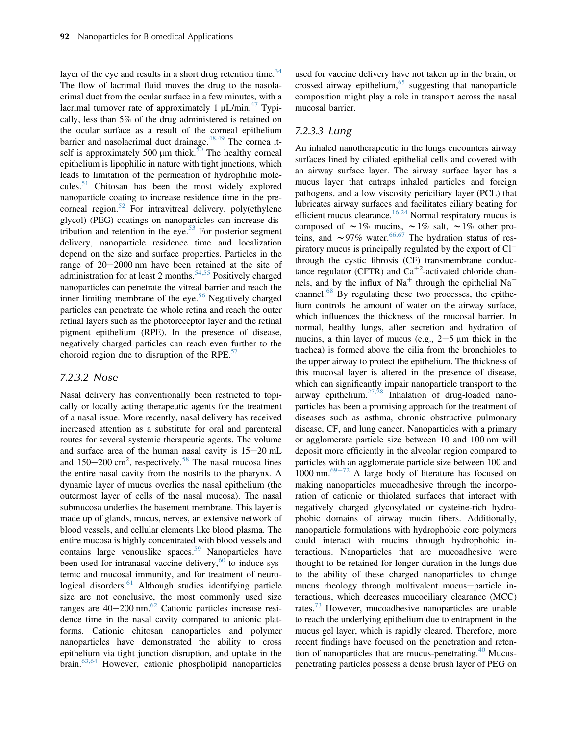layer of the eye and results in a short drug retention time.[34] The flow of lacrimal fluid moves the drug to the nasolacrimal duct from the ocular surface in a few minutes, with a lacrimal turnover rate of approximately 1 μL/min.[47] Typically, less than 5% of the drug administered is retained on the ocular surface as a result of the corneal epithelium barrier and nasolacrimal duct drainage.[48,49] The cornea itself is approximately 500 μm thick.[50] The healthy corneal epithelium is lipophilic in nature with tight junctions, which leads to limitation of the permeation of hydrophilic molecules.[51] Chitosan has been the most widely explored nanoparticle coating to increase residence time in the precorneal region.[52] For intravitreal delivery, poly(ethylene glycol) (PEG) coatings on nanoparticles can increase distribution and retention in the eye.[53] For posterior segment delivery, nanoparticle residence time and localization depend on the size and surface properties. Particles in the range of 20−2000 nm have been retained at the site of administration for at least 2 months.[54,55] Positively charged nanoparticles can penetrate the vitreal barrier and reach the inner limiting membrane of the eye.[56] Negatively charged particles can penetrate the whole retina and reach the outer retinal layers such as the photoreceptor layer and the retinal pigment epithelium (RPE). In the presence of disease, negatively charged particles can reach even further to the choroid region due to disruption of the RPE.[57]

### 7.2.3.2 Nose

Nasal delivery has conventionally been restricted to topically or locally acting therapeutic agents for the treatment of a nasal issue. More recently, nasal delivery has received increased attention as a substitute for oral and parenteral routes for several systemic therapeutic agents. The volume and surface area of the human nasal cavity is 15−20 mL and 150−200 $cm^2$, respectively.[58] The nasal mucosa lines the entire nasal cavity from the nostrils to the pharynx. A dynamic layer of mucus overlies the nasal epithelium (the outermost layer of cells of the nasal mucosa). The nasal submucosa underlies the basement membrane. This layer is made up of glands, mucus, nerves, an extensive network of blood vessels, and cellular elements like blood plasma. The entire mucosa is highly concentrated with blood vessels and contains large venouslike spaces.[59] Nanoparticles have been used for intranasal vaccine delivery,[60] to induce systemic and mucosal immunity, and for treatment of neurological disorders.[61] Although studies identifying particle size are not conclusive, the most commonly used size ranges are 40−200 nm.[62] Cationic particles increase residence time in the nasal cavity compared to anionic platforms. Cationic chitosan nanoparticles and polymer nanoparticles have demonstrated the ability to cross epithelium via tight junction disruption, and uptake in the brain.[63,64] However, cationic phospholipid nanoparticles used for vaccine delivery have not taken up in the brain, or crossed airway epithelium,[65] suggesting that nanoparticle composition might play a role in transport across the nasal mucosal barrier.

### 7.2.3.3 Lung

An inhaled nanotherapeutic in the lungs encounters airway surfaces lined by ciliated epithelial cells and covered with an airway surface layer. The airway surface layer has a mucus layer that entraps inhaled particles and foreign pathogens, and a low viscosity periciliary layer (PCL) that lubricates airway surfaces and facilitates ciliary beating for efficient mucus clearance.[16,24] Normal respiratory mucus is composed of ~1% mucins, ~1% salt, ~1% other proteins, and ~97% water.[66,67] The hydration status of respiratory mucus is principally regulated by the export of $Cl^-$ through the cystic fibrosis (CF) transmembrane conductance regulator (CFTR) and $Ca^{+2}$-activated chloride channels, and by the influx of $Na^+$ through the epithelial $Na^+$ channel.[68] By regulating these two processes, the epithelium controls the amount of water on the airway surface, which influences the thickness of the mucosal barrier. In normal, healthy lungs, after secretion and hydration of mucins, a thin layer of mucus (e.g., 2−5 μm thick in the trachea) is formed above the cilia from the bronchioles to the upper airway to protect the epithelium. The thickness of this mucosal layer is altered in the presence of disease, which can significantly impair nanoparticle transport to the airway epithelium.[27,28] Inhalation of drug-loaded nanoparticles has been a promising approach for the treatment of diseases such as asthma, chronic obstructive pulmonary disease, CF, and lung cancer. Nanoparticles with a primary or agglomerate particle size between 10 and 100 nm will deposit more efficiently in the alveolar region compared to particles with an agglomerate particle size between 100 and 1000 nm.[69−72] A large body of literature has focused on making nanoparticles mucoadhesive through the incorporation of cationic or thiolated surfaces that interact with negatively charged glycosylated or cysteine-rich hydrophobic domains of airway mucin fibers. Additionally, nanoparticle formulations with hydrophobic core polymers could interact with mucins through hydrophobic interactions. Nanoparticles that are mucoadhesive were thought to be retained for longer duration in the lungs due to the ability of these charged nanoparticles to change mucus rheology through multivalent mucus−particle interactions, which decreases mucociliary clearance (MCC) rates.[73] However, mucoadhesive nanoparticles are unable to reach the underlying epithelium due to entrapment in the mucus gel layer, which is rapidly cleared. Therefore, more recent findings have focused on the penetration and retention of nanoparticles that are mucus-penetrating.[40] Mucus-penetrating particles possess a dense brush layer of PEG on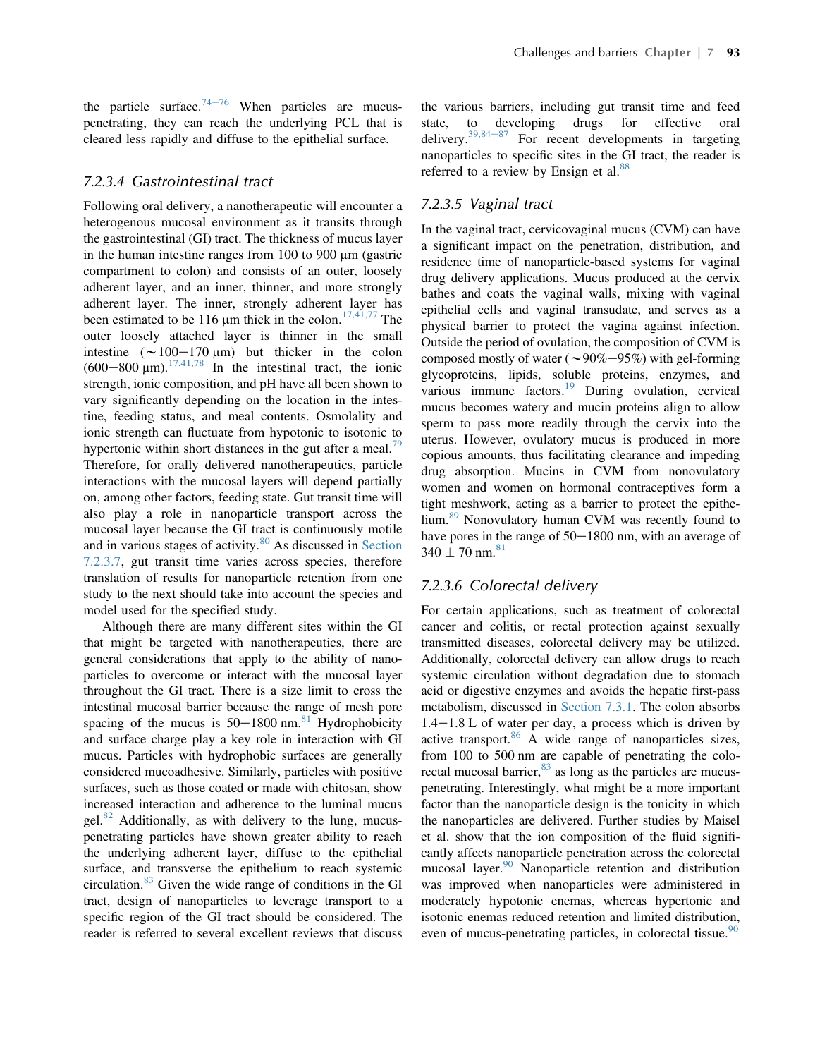the particle surface.[74–76] When particles are mucus-penetrating, they can reach the underlying PCL that is cleared less rapidly and diffuse to the epithelial surface.

#### 7.2.3.4 Gastrointestinal tract

Following oral delivery, a nanotherapeutic will encounter a heterogenous mucosal environment as it transits through the gastrointestinal (GI) tract. The thickness of mucus layer in the human intestine ranges from 100 to 900 μm (gastric compartment to colon) and consists of an outer, loosely adherent layer, and an inner, thinner, and more strongly adherent layer. The inner, strongly adherent layer has been estimated to be 116 μm thick in the colon.[17,41,77] The outer loosely attached layer is thinner in the small intestine (~100–170 μm) but thicker in the colon (600–800 μm).[17,41,78] In the intestinal tract, the ionic strength, ionic composition, and pH have all been shown to vary significantly depending on the location in the intestine, feeding status, and meal contents. Osmolality and ionic strength can fluctuate from hypotonic to isotonic to hypertonic within short distances in the gut after a meal.[79] Therefore, for orally delivered nanotherapeutics, particle interactions with the mucosal layers will depend partially on, among other factors, feeding state. Gut transit time will also play a role in nanoparticle transport across the mucosal layer because the GI tract is continuously motile and in various stages of activity.[80] As discussed in Section 7.2.3.7, gut transit time varies across species, therefore translation of results for nanoparticle retention from one study to the next should take into account the species and model used for the specified study.

Although there are many different sites within the GI that might be targeted with nanotherapeutics, there are general considerations that apply to the ability of nanoparticles to overcome or interact with the mucosal layer throughout the GI tract. There is a size limit to cross the intestinal mucosal barrier because the range of mesh pore spacing of the mucus is 50–1800 nm.[81] Hydrophobicity and surface charge play a key role in interaction with GI mucus. Particles with hydrophobic surfaces are generally considered mucoadhesive. Similarly, particles with positive surfaces, such as those coated or made with chitosan, show increased interaction and adherence to the luminal mucus gel.[82] Additionally, as with delivery to the lung, mucus-penetrating particles have shown greater ability to reach the underlying adherent layer, diffuse to the epithelial surface, and transverse the epithelium to reach systemic circulation.[83] Given the wide range of conditions in the GI tract, design of nanoparticles to leverage transport to a specific region of the GI tract should be considered. The reader is referred to several excellent reviews that discuss the various barriers, including gut transit time and feed state, to developing drugs for effective oral delivery.[39,84–87] For recent developments in targeting nanoparticles to specific sites in the GI tract, the reader is referred to a review by Ensign et al.[88]

#### 7.2.3.5 Vaginal tract

In the vaginal tract, cervicovaginal mucus (CVM) can have a significant impact on the penetration, distribution, and residence time of nanoparticle-based systems for vaginal drug delivery applications. Mucus produced at the cervix bathes and coats the vaginal walls, mixing with vaginal epithelial cells and vaginal transudate, and serves as a physical barrier to protect the vagina against infection. Outside the period of ovulation, the composition of CVM is composed mostly of water (~90%–95%) with gel-forming glycoproteins, lipids, soluble proteins, enzymes, and various immune factors.[19] During ovulation, cervical mucus becomes watery and mucin proteins align to allow sperm to pass more readily through the cervix into the uterus. However, ovulatory mucus is produced in more copious amounts, thus facilitating clearance and impeding drug absorption. Mucins in CVM from nonovulatory women and women on hormonal contraceptives form a tight meshwork, acting as a barrier to protect the epithelium.[89] Nonovulatory human CVM was recently found to have pores in the range of 50–1800 nm, with an average of 340 ± 70 nm.[81]

#### 7.2.3.6 Colorectal delivery

For certain applications, such as treatment of colorectal cancer and colitis, or rectal protection against sexually transmitted diseases, colorectal delivery may be utilized. Additionally, colorectal delivery can allow drugs to reach systemic circulation without degradation due to stomach acid or digestive enzymes and avoids the hepatic first-pass metabolism, discussed in Section 7.3.1. The colon absorbs 1.4–1.8 L of water per day, a process which is driven by active transport.[86] A wide range of nanoparticles sizes, from 100 to 500 nm are capable of penetrating the colorectal mucosal barrier,[83] as long as the particles are mucus-penetrating. Interestingly, what might be a more important factor than the nanoparticle design is the tonicity in which the nanoparticles are delivered. Further studies by Maisel et al. show that the ion composition of the fluid significantly affects nanoparticle penetration across the colorectal mucosal layer.[90] Nanoparticle retention and distribution was improved when nanoparticles were administered in moderately hypotonic enemas, whereas hypertonic and isotonic enemas reduced retention and limited distribution, even of mucus-penetrating particles, in colorectal tissue.[90]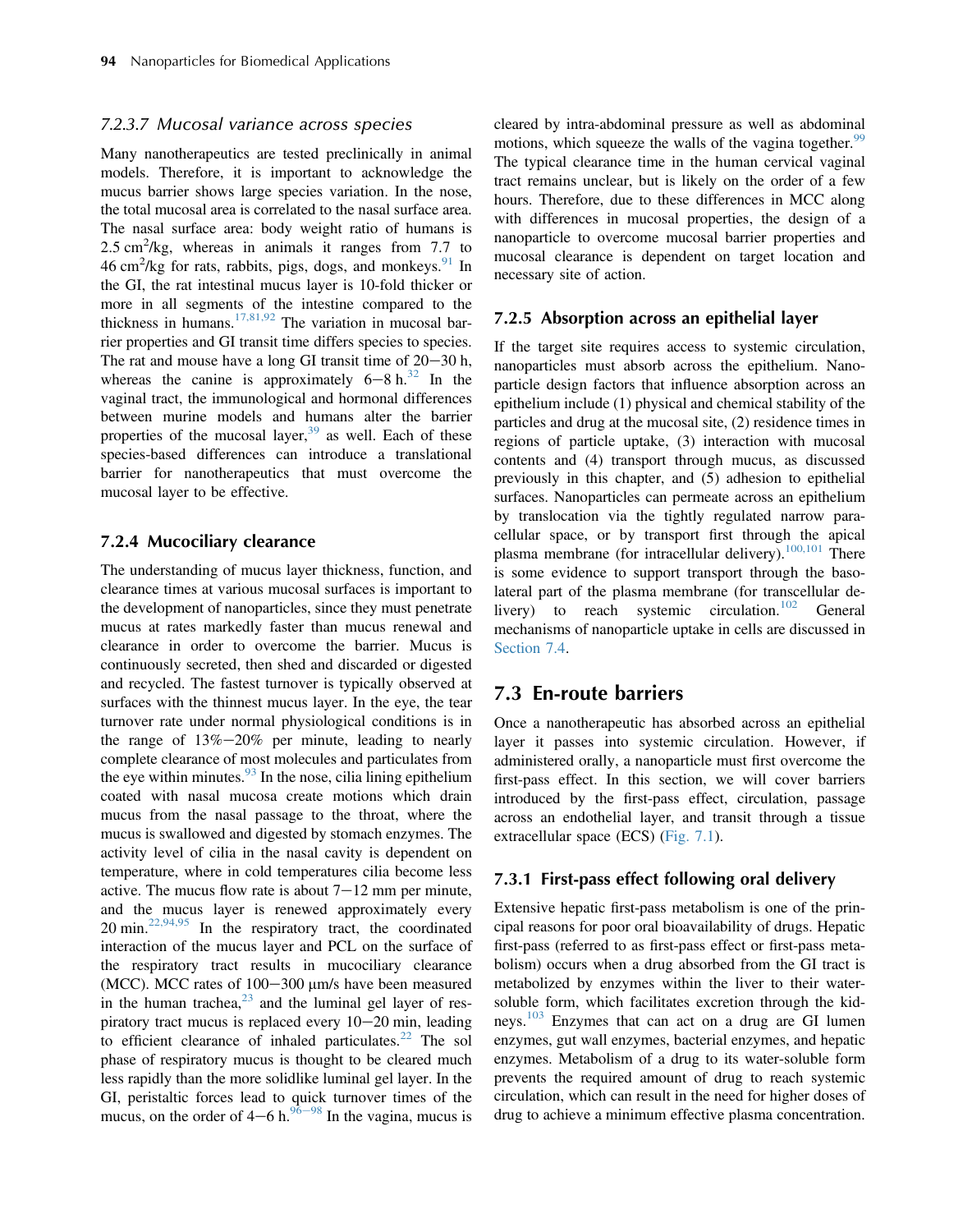#### 7.2.3.7 Mucosal variance across species

Many nanotherapeutics are tested preclinically in animal models. Therefore, it is important to acknowledge the mucus barrier shows large species variation. In the nose, the total mucosal area is correlated to the nasal surface area. The nasal surface area: body weight ratio of humans is 2.5 $cm^2$/kg, whereas in animals it ranges from 7.7 to 46 $cm^2$/kg for rats, rabbits, pigs, dogs, and monkeys.[91] In the GI, the rat intestinal mucus layer is 10-fold thicker or more in all segments of the intestine compared to the thickness in humans.[17,81,92] The variation in mucosal barrier properties and GI transit time differs species to species. The rat and mouse have a long GI transit time of 20−30 h, whereas the canine is approximately 6−8 h.[32] In the vaginal tract, the immunological and hormonal differences between murine models and humans alter the barrier properties of the mucosal layer,[39] as well. Each of these species-based differences can introduce a translational barrier for nanotherapeutics that must overcome the mucosal layer to be effective.

### 7.2.4 Mucociliary clearance

The understanding of mucus layer thickness, function, and clearance times at various mucosal surfaces is important to the development of nanoparticles, since they must penetrate mucus at rates markedly faster than mucus renewal and clearance in order to overcome the barrier. Mucus is continuously secreted, then shed and discarded or digested and recycled. The fastest turnover is typically observed at surfaces with the thinnest mucus layer. In the eye, the tear turnover rate under normal physiological conditions is in the range of 13%−20% per minute, leading to nearly complete clearance of most molecules and particulates from the eye within minutes.[93] In the nose, cilia lining epithelium coated with nasal mucosa create motions which drain mucus from the nasal passage to the throat, where the mucus is swallowed and digested by stomach enzymes. The activity level of cilia in the nasal cavity is dependent on temperature, where in cold temperatures cilia become less active. The mucus flow rate is about 7−12 mm per minute, and the mucus layer is renewed approximately every 20 min.[22,94,95] In the respiratory tract, the coordinated interaction of the mucus layer and PCL on the surface of the respiratory tract results in mucociliary clearance (MCC). MCC rates of 100−300 μm/s have been measured in the human trachea,[23] and the luminal gel layer of respiratory tract mucus is replaced every 10−20 min, leading to efficient clearance of inhaled particulates.[22] The sol phase of respiratory mucus is thought to be cleared much less rapidly than the more solidlike luminal gel layer. In the GI, peristaltic forces lead to quick turnover times of the mucus, on the order of 4−6 h.[96−98] In the vagina, mucus is cleared by intra-abdominal pressure as well as abdominal motions, which squeeze the walls of the vagina together.[99] The typical clearance time in the human cervical vaginal tract remains unclear, but is likely on the order of a few hours. Therefore, due to these differences in MCC along with differences in mucosal properties, the design of a nanoparticle to overcome mucosal barrier properties and mucosal clearance is dependent on target location and necessary site of action.

### 7.2.5 Absorption across an epithelial layer

If the target site requires access to systemic circulation, nanoparticles must absorb across the epithelium. Nanoparticle design factors that influence absorption across an epithelium include (1) physical and chemical stability of the particles and drug at the mucosal site, (2) residence times in regions of particle uptake, (3) interaction with mucosal contents and (4) transport through mucus, as discussed previously in this chapter, and (5) adhesion to epithelial surfaces. Nanoparticles can permeate across an epithelium by translocation via the tightly regulated narrow paracellular space, or by transport first through the apical plasma membrane (for intracellular delivery).[100,101] There is some evidence to support transport through the basolateral part of the plasma membrane (for transcellular delivery) to reach systemic circulation.[102] General mechanisms of nanoparticle uptake in cells are discussed in Section 7.4.

## 7.3 En-route barriers

Once a nanotherapeutic has absorbed across an epithelial layer it passes into systemic circulation. However, if administered orally, a nanoparticle must first overcome the first-pass effect. In this section, we will cover barriers introduced by the first-pass effect, circulation, passage across an endothelial layer, and transit through a tissue extracellular space (ECS) (Fig. 7.1).

### 7.3.1 First-pass effect following oral delivery

Extensive hepatic first-pass metabolism is one of the principal reasons for poor oral bioavailability of drugs. Hepatic first-pass (referred to as first-pass effect or first-pass metabolism) occurs when a drug absorbed from the GI tract is metabolized by enzymes within the liver to their water-soluble form, which facilitates excretion through the kidneys.[103] Enzymes that can act on a drug are GI lumen enzymes, gut wall enzymes, bacterial enzymes, and hepatic enzymes. Metabolism of a drug to its water-soluble form prevents the required amount of drug to reach systemic circulation, which can result in the need for higher doses of drug to achieve a minimum effective plasma concentration.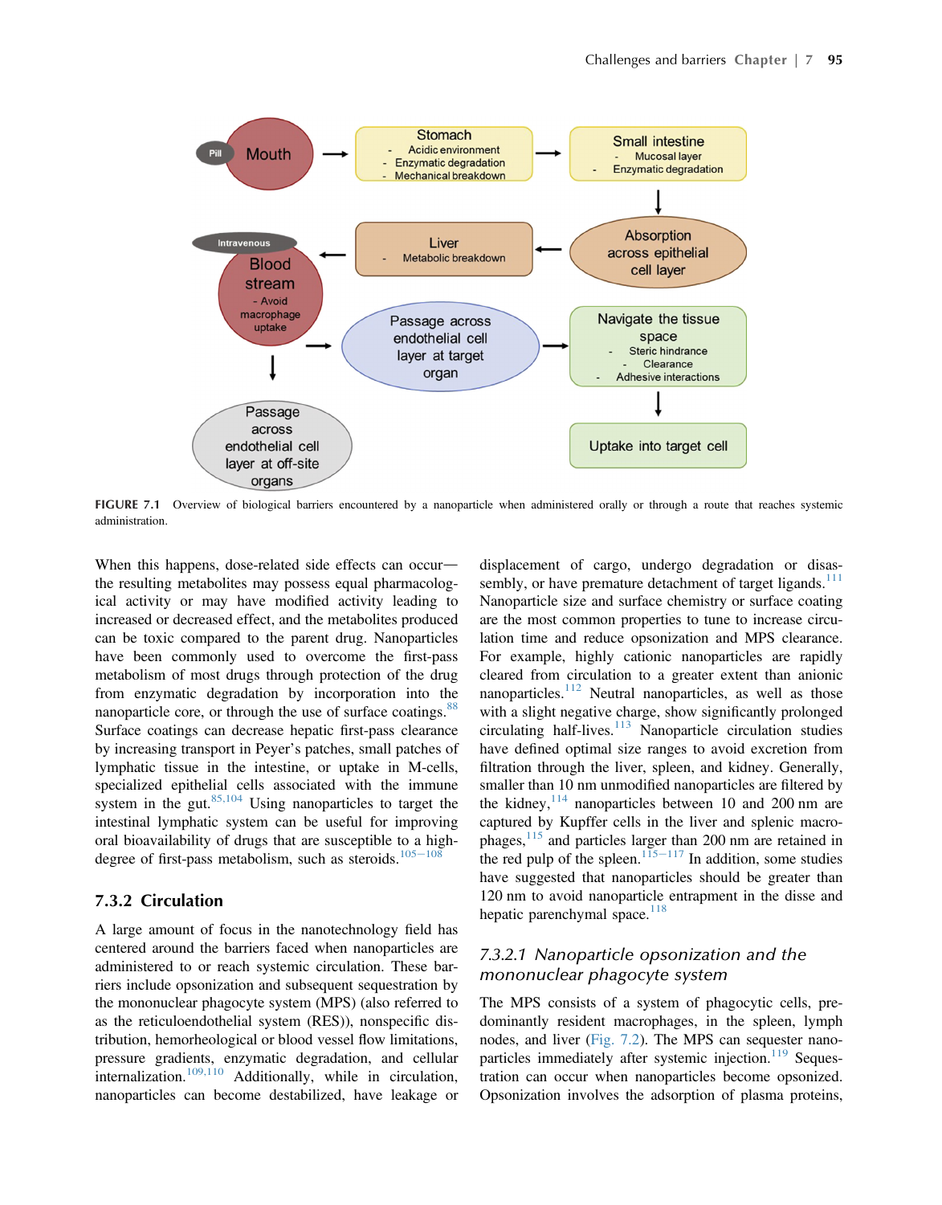FIGURE 7.1 Overview of biological barriers encountered by a nanoparticle when administered orally or through a route that reaches systemic administration.

When this happens, dose-related side effects can occur—the resulting metabolites may possess equal pharmacological activity or may have modified activity leading to increased or decreased effect, and the metabolites produced can be toxic compared to the parent drug. Nanoparticles have been commonly used to overcome the first-pass metabolism of most drugs through protection of the drug from enzymatic degradation by incorporation into the nanoparticle core, or through the use of surface coatings.[88] Surface coatings can decrease hepatic first-pass clearance by increasing transport in Peyer's patches, small patches of lymphatic tissue in the intestine, or uptake in M-cells, specialized epithelial cells associated with the immune system in the gut.[85,104] Using nanoparticles to target the intestinal lymphatic system can be useful for improving oral bioavailability of drugs that are susceptible to a high-degree of first-pass metabolism, such as steroids.[105−108]

### 7.3.2 Circulation

A large amount of focus in the nanotechnology field has centered around the barriers faced when nanoparticles are administered to or reach systemic circulation. These barriers include opsonization and subsequent sequestration by the mononuclear phagocyte system (MPS) (also referred to as the reticuloendothelial system (RES)), nonspecific distribution, hemorheological or blood vessel flow limitations, pressure gradients, enzymatic degradation, and cellular internalization.[109,110] Additionally, while in circulation, nanoparticles can become destabilized, have leakage or displacement of cargo, undergo degradation or disassembly, or have premature detachment of target ligands.[111] Nanoparticle size and surface chemistry or surface coating are the most common properties to tune to increase circulation time and reduce opsonization and MPS clearance. For example, highly cationic nanoparticles are rapidly cleared from circulation to a greater extent than anionic nanoparticles.[112] Neutral nanoparticles, as well as those with a slight negative charge, show significantly prolonged circulating half-lives.[113] Nanoparticle circulation studies have defined optimal size ranges to avoid excretion from filtration through the liver, spleen, and kidney. Generally, smaller than 10 nm unmodified nanoparticles are filtered by the kidney,[114] nanoparticles between 10 and 200 nm are captured by Kupffer cells in the liver and splenic macrophages,[115] and particles larger than 200 nm are retained in the red pulp of the spleen.[115−117] In addition, some studies have suggested that nanoparticles should be greater than 120 nm to avoid nanoparticle entrapment in the disse and hepatic parenchymal space.[118]

#### 7.3.2.1 Nanoparticle opsonization and the mononuclear phagocyte system

The MPS consists of a system of phagocytic cells, predominantly resident macrophages, in the spleen, lymph nodes, and liver (Fig. 7.2). The MPS can sequester nanoparticles immediately after systemic injection.[119] Sequestration can occur when nanoparticles become opsonized. Opsonization involves the adsorption of plasma proteins,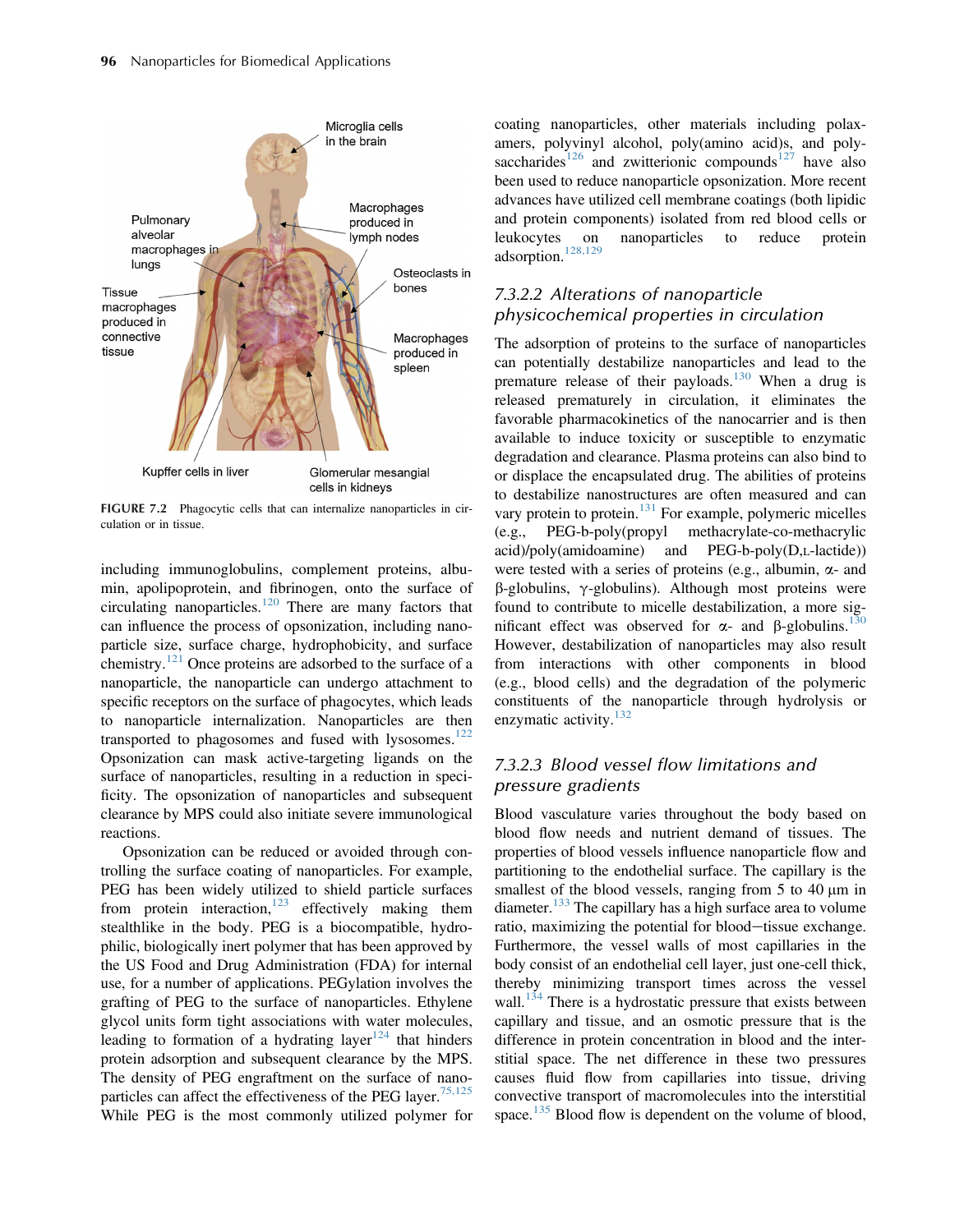FIGURE 7.2 Phagocytic cells that can internalize nanoparticles in circulation or in tissue.

including immunoglobulins, complement proteins, albumin, apolipoprotein, and fibrinogen, onto the surface of circulating nanoparticles.[120] There are many factors that can influence the process of opsonization, including nanoparticle size, surface charge, hydrophobicity, and surface chemistry.[121] Once proteins are adsorbed to the surface of a nanoparticle, the nanoparticle can undergo attachment to specific receptors on the surface of phagocytes, which leads to nanoparticle internalization. Nanoparticles are then transported to phagosomes and fused with lysosomes.[122] Opsonization can mask active-targeting ligands on the surface of nanoparticles, resulting in a reduction in specificity. The opsonization of nanoparticles and subsequent clearance by MPS could also initiate severe immunological reactions.

Opsonization can be reduced or avoided through controlling the surface coating of nanoparticles. For example, PEG has been widely utilized to shield particle surfaces from protein interaction,[123] effectively making them stealthlike in the body. PEG is a biocompatible, hydrophilic, biologically inert polymer that has been approved by the US Food and Drug Administration (FDA) for internal use, for a number of applications. PEGylation involves the grafting of PEG to the surface of nanoparticles. Ethylene glycol units form tight associations with water molecules, leading to formation of a hydrating layer[124] that hinders protein adsorption and subsequent clearance by the MPS. The density of PEG engraftment on the surface of nanoparticles can affect the effectiveness of the PEG layer.[75,125] While PEG is the most commonly utilized polymer for coating nanoparticles, other materials including polaxamers, polyvinyl alcohol, poly(amino acid)s, and polysaccharides[126] and zwitterionic compounds[127] have also been used to reduce nanoparticle opsonization. More recent advances have utilized cell membrane coatings (both lipidic and protein components) isolated from red blood cells or leukocytes on nanoparticles to reduce protein adsorption.[128,129]

### 7.3.2.2 Alterations of nanoparticle physicochemical properties in circulation

The adsorption of proteins to the surface of nanoparticles can potentially destabilize nanoparticles and lead to the premature release of their payloads.[130] When a drug is released prematurely in circulation, it eliminates the favorable pharmacokinetics of the nanocarrier and is then available to induce toxicity or susceptible to enzymatic degradation and clearance. Plasma proteins can also bind to or displace the encapsulated drug. The abilities of proteins to destabilize nanostructures are often measured and can vary protein to protein.[131] For example, polymeric micelles (e.g., PEG-b-poly(propyl methacrylate-co-methacrylic acid)/poly(amidoamine) and PEG-b-poly(D,L-lactide)) were tested with a series of proteins (e.g., albumin, $\alpha$- and $\beta$-globulins, $\gamma$-globulins). Although most proteins were found to contribute to micelle destabilization, a more significant effect was observed for $\alpha$- and $\beta$-globulins.[130] However, destabilization of nanoparticles may also result from interactions with other components in blood (e.g., blood cells) and the degradation of the polymeric constituents of the nanoparticle through hydrolysis or enzymatic activity.[132]

### 7.3.2.3 Blood vessel flow limitations and pressure gradients

Blood vasculature varies throughout the body based on blood flow needs and nutrient demand of tissues. The properties of blood vessels influence nanoparticle flow and partitioning to the endothelial surface. The capillary is the smallest of the blood vessels, ranging from 5 to 40 μm in diameter.[133] The capillary has a high surface area to volume ratio, maximizing the potential for blood–tissue exchange. Furthermore, the vessel walls of most capillaries in the body consist of an endothelial cell layer, just one-cell thick, thereby minimizing transport times across the vessel wall.[134] There is a hydrostatic pressure that exists between capillary and tissue, and an osmotic pressure that is the difference in protein concentration in blood and the interstitial space. The net difference in these two pressures causes fluid flow from capillaries into tissue, driving convective transport of macromolecules into the interstitial space.[135] Blood flow is dependent on the volume of blood,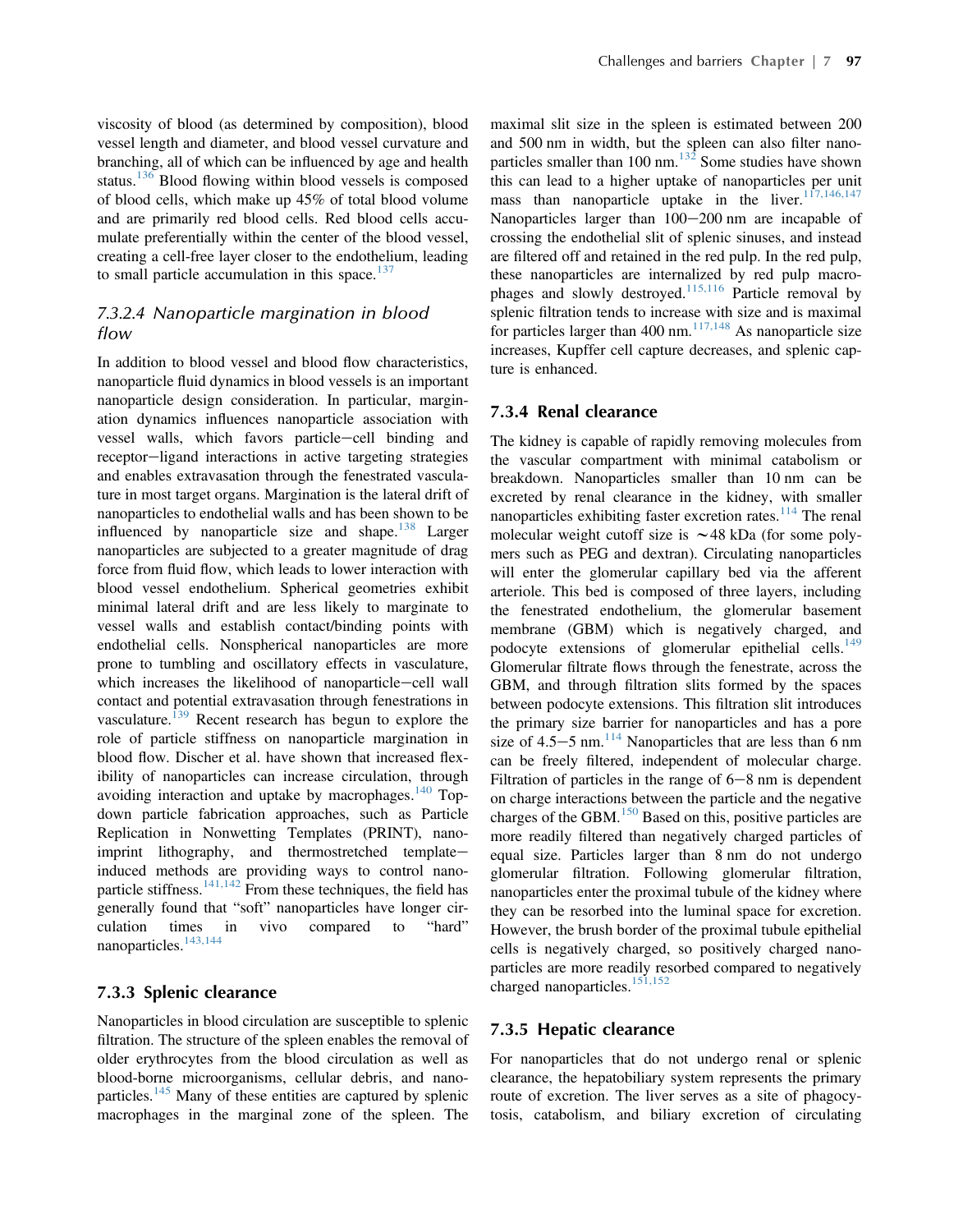viscosity of blood (as determined by composition), blood vessel length and diameter, and blood vessel curvature and branching, all of which can be influenced by age and health status.[136] Blood flowing within blood vessels is composed of blood cells, which make up 45% of total blood volume and are primarily red blood cells. Red blood cells accumulate preferentially within the center of the blood vessel, creating a cell-free layer closer to the endothelium, leading to small particle accumulation in this space.[137]

#### *7.3.2.4 Nanoparticle margination in blood flow*

In addition to blood vessel and blood flow characteristics, nanoparticle fluid dynamics in blood vessels is an important nanoparticle design consideration. In particular, margination dynamics influences nanoparticle association with vessel walls, which favors particle–cell binding and receptor–ligand interactions in active targeting strategies and enables extravasation through the fenestrated vasculature in most target organs. Margination is the lateral drift of nanoparticles to endothelial walls and has been shown to be influenced by nanoparticle size and shape.[138] Larger nanoparticles are subjected to a greater magnitude of drag force from fluid flow, which leads to lower interaction with blood vessel endothelium. Spherical geometries exhibit minimal lateral drift and are less likely to marginate to vessel walls and establish contact/binding points with endothelial cells. Nonspherical nanoparticles are more prone to tumbling and oscillatory effects in vasculature, which increases the likelihood of nanoparticle–cell wall contact and potential extravasation through fenestrations in vasculature.[139] Recent research has begun to explore the role of particle stiffness on nanoparticle margination in blood flow. Discher et al. have shown that increased flexibility of nanoparticles can increase circulation, through avoiding interaction and uptake by macrophages.[140] Top-down particle fabrication approaches, such as Particle Replication in Nonwetting Templates (PRINT), nanoimprint lithography, and thermostretched template–induced methods are providing ways to control nanoparticle stiffness.[141,142] From these techniques, the field has generally found that "soft" nanoparticles have longer circulation times in vivo compared to "hard" nanoparticles.[143,144]

### 7.3.3 Splenic clearance

Nanoparticles in blood circulation are susceptible to splenic filtration. The structure of the spleen enables the removal of older erythrocytes from the blood circulation as well as blood-borne microorganisms, cellular debris, and nanoparticles.[145] Many of these entities are captured by splenic macrophages in the marginal zone of the spleen. The maximal slit size in the spleen is estimated between 200 and 500 nm in width, but the spleen can also filter nanoparticles smaller than 100 nm.[132] Some studies have shown this can lead to a higher uptake of nanoparticles per unit mass than nanoparticle uptake in the liver.[117,146,147] Nanoparticles larger than 100–200 nm are incapable of crossing the endothelial slit of splenic sinuses, and instead are filtered off and retained in the red pulp. In the red pulp, these nanoparticles are internalized by red pulp macrophages and slowly destroyed.[115,116] Particle removal by splenic filtration tends to increase with size and is maximal for particles larger than 400 nm.[117,148] As nanoparticle size increases, Kupffer cell capture decreases, and splenic capture is enhanced.

### 7.3.4 Renal clearance

The kidney is capable of rapidly removing molecules from the vascular compartment with minimal catabolism or breakdown. Nanoparticles smaller than 10 nm can be excreted by renal clearance in the kidney, with smaller nanoparticles exhibiting faster excretion rates.[114] The renal molecular weight cutoff size is $\sim$48 kDa (for some polymers such as PEG and dextran). Circulating nanoparticles will enter the glomerular capillary bed via the afferent arteriole. This bed is composed of three layers, including the fenestrated endothelium, the glomerular basement membrane (GBM) which is negatively charged, and podocyte extensions of glomerular epithelial cells.[149] Glomerular filtrate flows through the fenestrate, across the GBM, and through filtration slits formed by the spaces between podocyte extensions. This filtration slit introduces the primary size barrier for nanoparticles and has a pore size of 4.5–5 nm.[114] Nanoparticles that are less than 6 nm can be freely filtered, independent of molecular charge. Filtration of particles in the range of 6–8 nm is dependent on charge interactions between the particle and the negative charges of the GBM.[150] Based on this, positive particles are more readily filtered than negatively charged particles of equal size. Particles larger than 8 nm do not undergo glomerular filtration. Following glomerular filtration, nanoparticles enter the proximal tubule of the kidney where they can be resorbed into the luminal space for excretion. However, the brush border of the proximal tubule epithelial cells is negatively charged, so positively charged nanoparticles are more readily resorbed compared to negatively charged nanoparticles.[151,152]

### 7.3.5 Hepatic clearance

For nanoparticles that do not undergo renal or splenic clearance, the hepatobiliary system represents the primary route of excretion. The liver serves as a site of phagocytosis, catabolism, and biliary excretion of circulating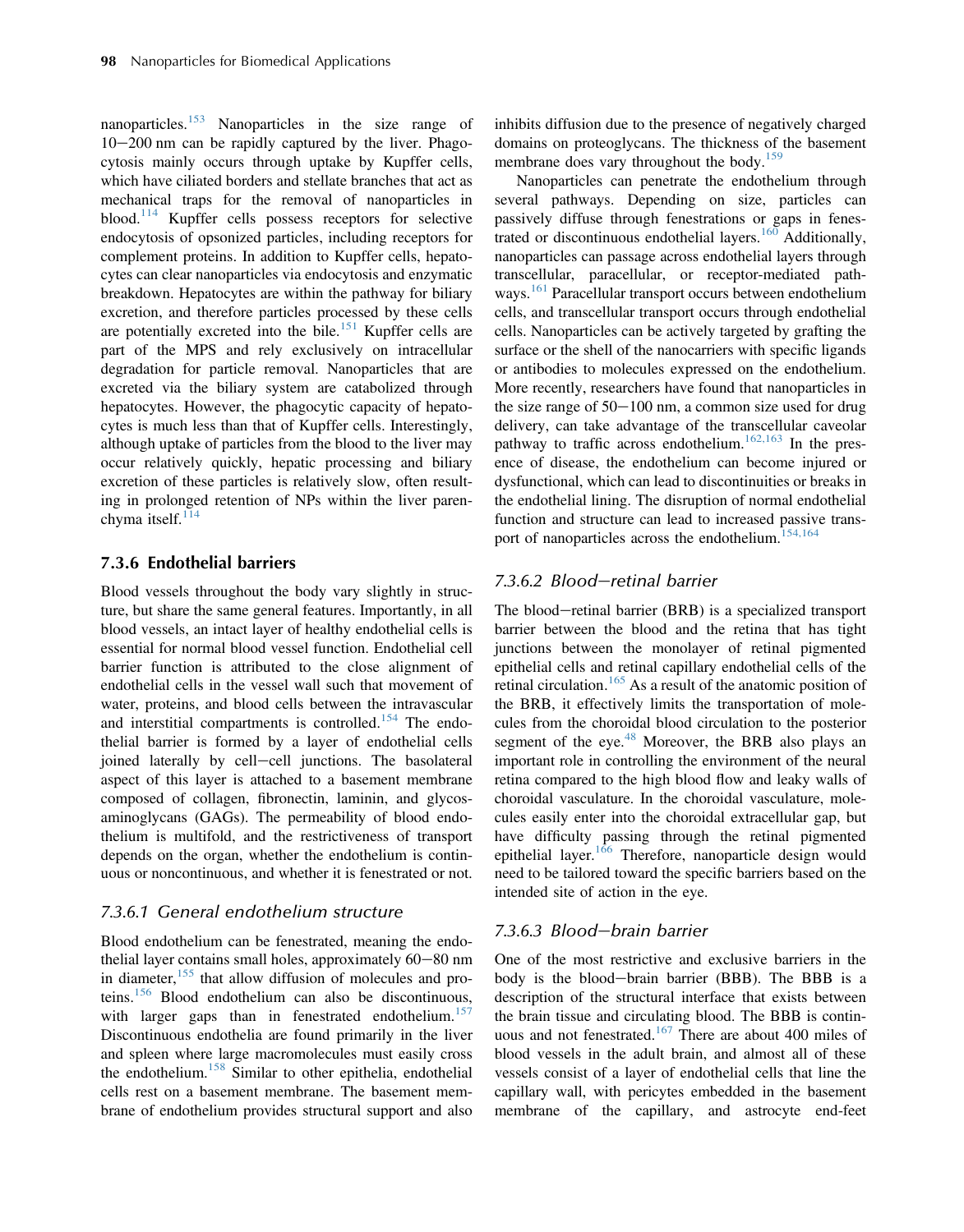nanoparticles.[153] Nanoparticles in the size range of 10–200 nm can be rapidly captured by the liver. Phagocytosis mainly occurs through uptake by Kupffer cells, which have ciliated borders and stellate branches that act as mechanical traps for the removal of nanoparticles in blood.[114] Kupffer cells possess receptors for selective endocytosis of opsonized particles, including receptors for complement proteins. In addition to Kupffer cells, hepatocytes can clear nanoparticles via endocytosis and enzymatic breakdown. Hepatocytes are within the pathway for biliary excretion, and therefore particles processed by these cells are potentially excreted into the bile.[151] Kupffer cells are part of the MPS and rely exclusively on intracellular degradation for particle removal. Nanoparticles that are excreted via the biliary system are catabolized through hepatocytes. However, the phagocytic capacity of hepatocytes is much less than that of Kupffer cells. Interestingly, although uptake of particles from the blood to the liver may occur relatively quickly, hepatic processing and biliary excretion of these particles is relatively slow, often resulting in prolonged retention of NPs within the liver parenchyma itself.[114]

### 7.3.6 Endothelial barriers

Blood vessels throughout the body vary slightly in structure, but share the same general features. Importantly, in all blood vessels, an intact layer of healthy endothelial cells is essential for normal blood vessel function. Endothelial cell barrier function is attributed to the close alignment of endothelial cells in the vessel wall such that movement of water, proteins, and blood cells between the intravascular and interstitial compartments is controlled.[154] The endothelial barrier is formed by a layer of endothelial cells joined laterally by cell–cell junctions. The basolateral aspect of this layer is attached to a basement membrane composed of collagen, fibronectin, laminin, and glycosaminoglycans (GAGs). The permeability of blood endothelium is multifold, and the restrictiveness of transport depends on the organ, whether the endothelium is continuous or noncontinuous, and whether it is fenestrated or not.

#### *7.3.6.1 General endothelium structure*

Blood endothelium can be fenestrated, meaning the endothelial layer contains small holes, approximately 60–80 nm in diameter,[155] that allow diffusion of molecules and proteins.[156] Blood endothelium can also be discontinuous, with larger gaps than in fenestrated endothelium.[157] Discontinuous endothelia are found primarily in the liver and spleen where large macromolecules must easily cross the endothelium.[158] Similar to other epithelia, endothelial cells rest on a basement membrane. The basement membrane of endothelium provides structural support and also inhibits diffusion due to the presence of negatively charged domains on proteoglycans. The thickness of the basement membrane does vary throughout the body.[159]

Nanoparticles can penetrate the endothelium through several pathways. Depending on size, particles can passively diffuse through fenestrations or gaps in fenestrated or discontinuous endothelial layers.[160] Additionally, nanoparticles can passage across endothelial layers through transcellular, paracellular, or receptor-mediated pathways.[161] Paracellular transport occurs between endothelium cells, and transcellular transport occurs through endothelial cells. Nanoparticles can be actively targeted by grafting the surface or the shell of the nanocarriers with specific ligands or antibodies to molecules expressed on the endothelium. More recently, researchers have found that nanoparticles in the size range of 50–100 nm, a common size used for drug delivery, can take advantage of the transcellular caveolar pathway to traffic across endothelium.[162,163] In the presence of disease, the endothelium can become injured or dysfunctional, which can lead to discontinuities or breaks in the endothelial lining. The disruption of normal endothelial function and structure can lead to increased passive transport of nanoparticles across the endothelium.[154,164]

#### *7.3.6.2 Blood–retinal barrier*

The blood–retinal barrier (BRB) is a specialized transport barrier between the blood and the retina that has tight junctions between the monolayer of retinal pigmented epithelial cells and retinal capillary endothelial cells of the retinal circulation.[165] As a result of the anatomic position of the BRB, it effectively limits the transportation of molecules from the choroidal blood circulation to the posterior segment of the eye.[48] Moreover, the BRB also plays an important role in controlling the environment of the neural retina compared to the high blood flow and leaky walls of choroidal vasculature. In the choroidal vasculature, molecules easily enter into the choroidal extracellular gap, but have difficulty passing through the retinal pigmented epithelial layer.[166] Therefore, nanoparticle design would need to be tailored toward the specific barriers based on the intended site of action in the eye.

#### *7.3.6.3 Blood–brain barrier*

One of the most restrictive and exclusive barriers in the body is the blood–brain barrier (BBB). The BBB is a description of the structural interface that exists between the brain tissue and circulating blood. The BBB is continuous and not fenestrated.[167] There are about 400 miles of blood vessels in the adult brain, and almost all of these vessels consist of a layer of endothelial cells that line the capillary wall, with pericytes embedded in the basement membrane of the capillary, and astrocyte end-feet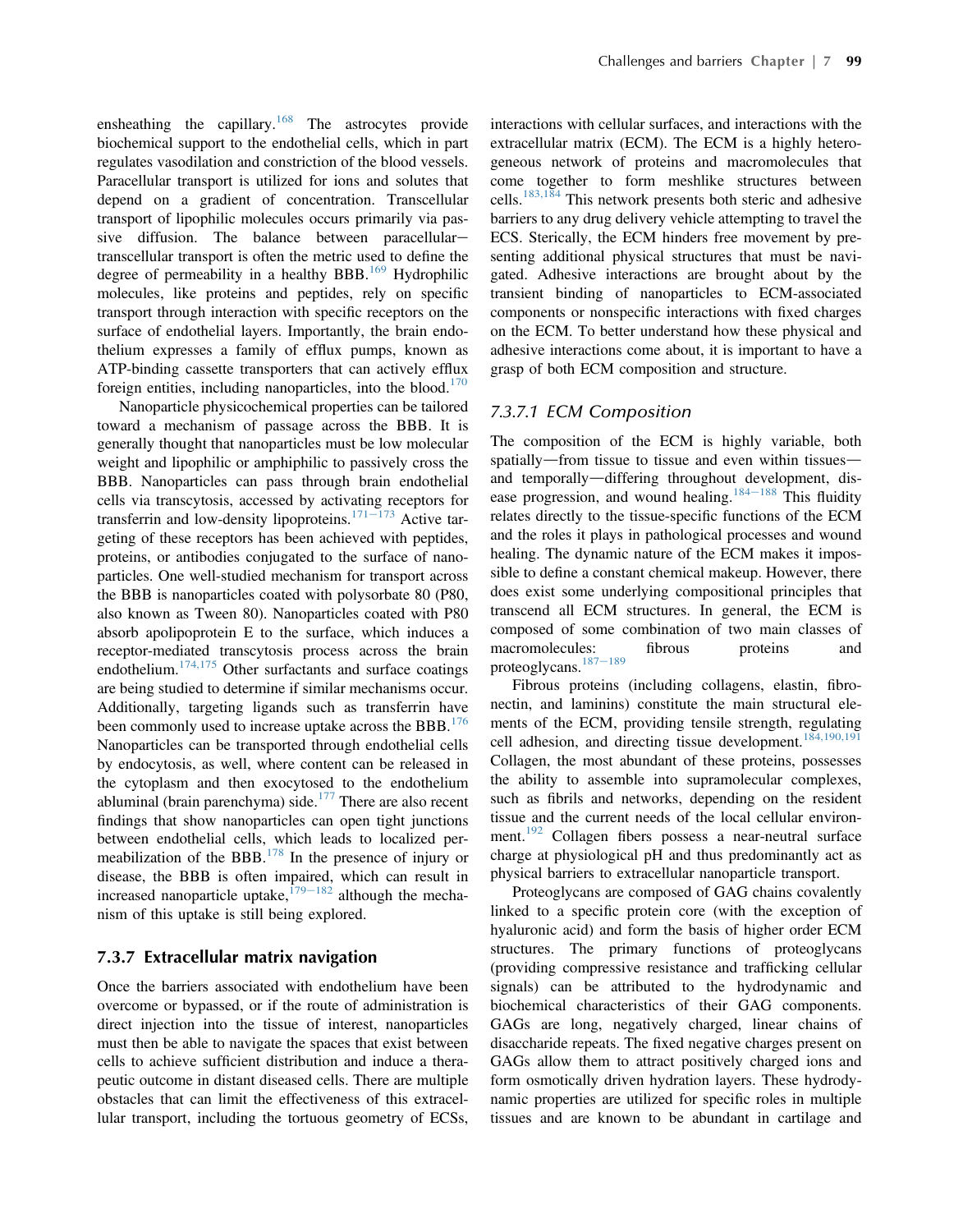ensheathing the capillary.[168] The astrocytes provide biochemical support to the endothelial cells, which in part regulates vasodilation and constriction of the blood vessels. Paracellular transport is utilized for ions and solutes that depend on a gradient of concentration. Transcellular transport of lipophilic molecules occurs primarily via passive diffusion. The balance between paracellular–transcellular transport is often the metric used to define the degree of permeability in a healthy BBB.[169] Hydrophilic molecules, like proteins and peptides, rely on specific transport through interaction with specific receptors on the surface of endothelial layers. Importantly, the brain endothelium expresses a family of efflux pumps, known as ATP-binding cassette transporters that can actively efflux foreign entities, including nanoparticles, into the blood.[170]

Nanoparticle physicochemical properties can be tailored toward a mechanism of passage across the BBB. It is generally thought that nanoparticles must be low molecular weight and lipophilic or amphiphilic to passively cross the BBB. Nanoparticles can pass through brain endothelial cells via transcytosis, accessed by activating receptors for transferrin and low-density lipoproteins.[171–173] Active targeting of these receptors has been achieved with peptides, proteins, or antibodies conjugated to the surface of nanoparticles. One well-studied mechanism for transport across the BBB is nanoparticles coated with polysorbate 80 (P80, also known as Tween 80). Nanoparticles coated with P80 absorb apolipoprotein E to the surface, which induces a receptor-mediated transcytosis process across the brain endothelium.[174,175] Other surfactants and surface coatings are being studied to determine if similar mechanisms occur. Additionally, targeting ligands such as transferrin have been commonly used to increase uptake across the BBB.[176] Nanoparticles can be transported through endothelial cells by endocytosis, as well, where content can be released in the cytoplasm and then exocytosed to the endothelium abluminal (brain parenchyma) side.[177] There are also recent findings that show nanoparticles can open tight junctions between endothelial cells, which leads to localized permeabilization of the BBB.[178] In the presence of injury or disease, the BBB is often impaired, which can result in increased nanoparticle uptake,[179–182] although the mechanism of this uptake is still being explored.

### 7.3.7 Extracellular matrix navigation

Once the barriers associated with endothelium have been overcome or bypassed, or if the route of administration is direct injection into the tissue of interest, nanoparticles must then be able to navigate the spaces that exist between cells to achieve sufficient distribution and induce a therapeutic outcome in distant diseased cells. There are multiple obstacles that can limit the effectiveness of this extracellular transport, including the tortuous geometry of ECSs, interactions with cellular surfaces, and interactions with the extracellular matrix (ECM). The ECM is a highly heterogeneous network of proteins and macromolecules that come together to form meshlike structures between cells.[183,184] This network presents both steric and adhesive barriers to any drug delivery vehicle attempting to travel the ECS. Sterically, the ECM hinders free movement by presenting additional physical structures that must be navigated. Adhesive interactions are brought about by the transient binding of nanoparticles to ECM-associated components or nonspecific interactions with fixed charges on the ECM. To better understand how these physical and adhesive interactions come about, it is important to have a grasp of both ECM composition and structure.

#### *7.3.7.1 ECM Composition*

The composition of the ECM is highly variable, both spatially—from tissue to tissue and even within tissues—and temporally—differing throughout development, disease progression, and wound healing.[184–188] This fluidity relates directly to the tissue-specific functions of the ECM and the roles it plays in pathological processes and wound healing. The dynamic nature of the ECM makes it impossible to define a constant chemical makeup. However, there does exist some underlying compositional principles that transcend all ECM structures. In general, the ECM is composed of some combination of two main classes of macromolecules: fibrous proteins and proteoglycans.[187–189]

Fibrous proteins (including collagens, elastin, fibronectin, and laminins) constitute the main structural elements of the ECM, providing tensile strength, regulating cell adhesion, and directing tissue development.[184,190,191] Collagen, the most abundant of these proteins, possesses the ability to assemble into supramolecular complexes, such as fibrils and networks, depending on the resident tissue and the current needs of the local cellular environment.[192] Collagen fibers possess a near-neutral surface charge at physiological pH and thus predominantly act as physical barriers to extracellular nanoparticle transport.

Proteoglycans are composed of GAG chains covalently linked to a specific protein core (with the exception of hyaluronic acid) and form the basis of higher order ECM structures. The primary functions of proteoglycans (providing compressive resistance and trafficking cellular signals) can be attributed to the hydrodynamic and biochemical characteristics of their GAG components. GAGs are long, negatively charged, linear chains of disaccharide repeats. The fixed negative charges present on GAGs allow them to attract positively charged ions and form osmotically driven hydration layers. These hydrodynamic properties are utilized for specific roles in multiple tissues and are known to be abundant in cartilage and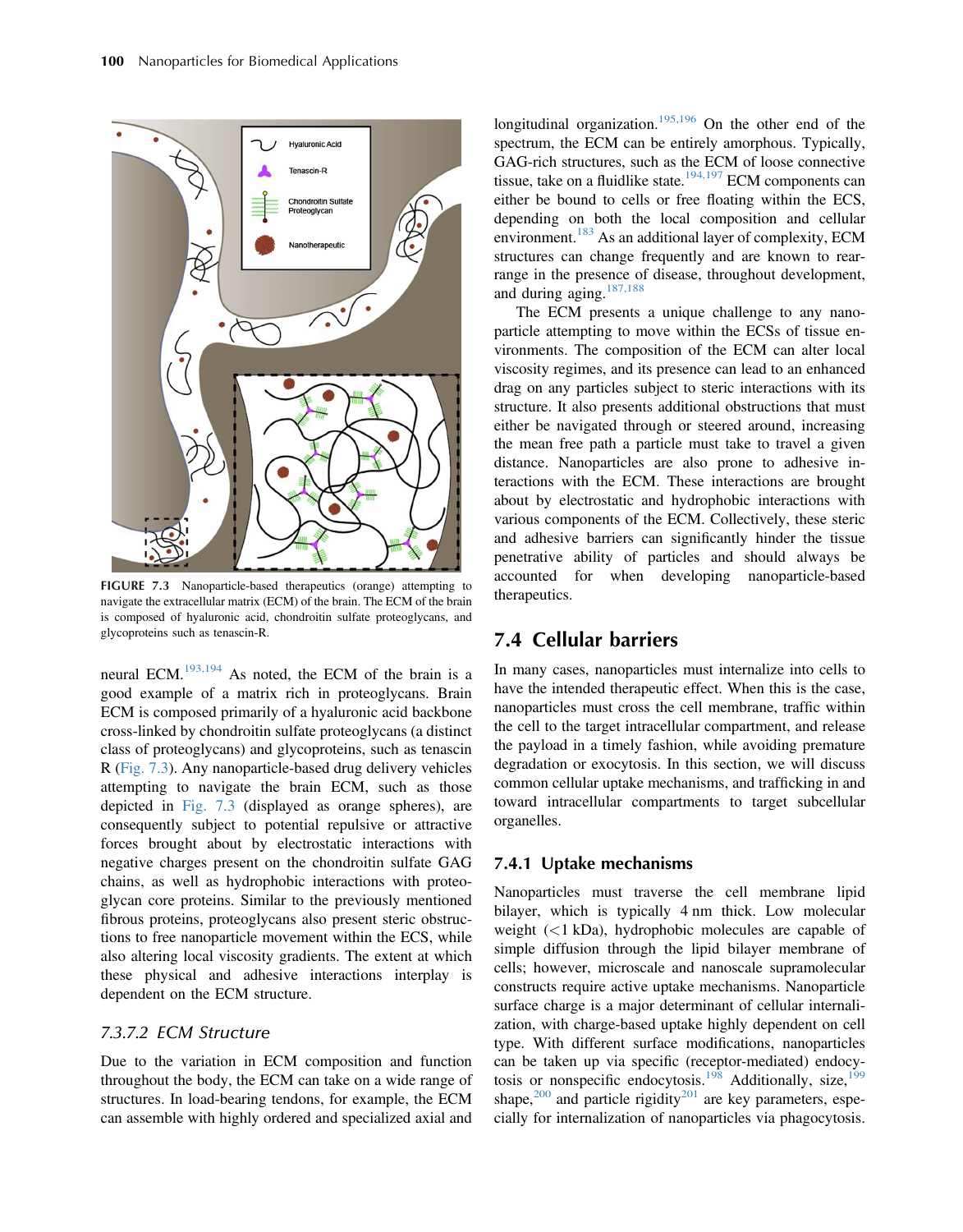FIGURE 7.3 Nanoparticle-based therapeutics (orange) attempting to navigate the extracellular matrix (ECM) of the brain. The ECM of the brain is composed of hyaluronic acid, chondroitin sulfate proteoglycans, and glycoproteins such as tenascin-R.

neural ECM.[193,194] As noted, the ECM of the brain is a good example of a matrix rich in proteoglycans. Brain ECM is composed primarily of a hyaluronic acid backbone cross-linked by chondroitin sulfate proteoglycans (a distinct class of proteoglycans) and glycoproteins, such as tenascin R (Fig. 7.3). Any nanoparticle-based drug delivery vehicles attempting to navigate the brain ECM, such as those depicted in Fig. 7.3 (displayed as orange spheres), are consequently subject to potential repulsive or attractive forces brought about by electrostatic interactions with negative charges present on the chondroitin sulfate GAG chains, as well as hydrophobic interactions with proteoglycan core proteins. Similar to the previously mentioned fibrous proteins, proteoglycans also present steric obstructions to free nanoparticle movement within the ECS, while also altering local viscosity gradients. The extent at which these physical and adhesive interactions interplay is dependent on the ECM structure.

### 7.3.7.2 ECM Structure

Due to the variation in ECM composition and function throughout the body, the ECM can take on a wide range of structures. In load-bearing tendons, for example, the ECM can assemble with highly ordered and specialized axial and longitudinal organization.[195,196] On the other end of the spectrum, the ECM can be entirely amorphous. Typically, GAG-rich structures, such as the ECM of loose connective tissue, take on a fluidlike state.[194,197] ECM components can either be bound to cells or free floating within the ECS, depending on both the local composition and cellular environment.[183] As an additional layer of complexity, ECM structures can change frequently and are known to rearrange in the presence of disease, throughout development, and during aging.[187,188]

The ECM presents a unique challenge to any nanoparticle attempting to move within the ECSs of tissue environments. The composition of the ECM can alter local viscosity regimes, and its presence can lead to an enhanced drag on any particles subject to steric interactions with its structure. It also presents additional obstructions that must either be navigated through or steered around, increasing the mean free path a particle must take to travel a given distance. Nanoparticles are also prone to adhesive interactions with the ECM. These interactions are brought about by electrostatic and hydrophobic interactions with various components of the ECM. Collectively, these steric and adhesive barriers can significantly hinder the tissue penetrative ability of particles and should always be accounted for when developing nanoparticle-based therapeutics.

## 7.4 Cellular barriers

In many cases, nanoparticles must internalize into cells to have the intended therapeutic effect. When this is the case, nanoparticles must cross the cell membrane, traffic within the cell to the target intracellular compartment, and release the payload in a timely fashion, while avoiding premature degradation or exocytosis. In this section, we will discuss common cellular uptake mechanisms, and trafficking in and toward intracellular compartments to target subcellular organelles.

### 7.4.1 Uptake mechanisms

Nanoparticles must traverse the cell membrane lipid bilayer, which is typically 4 nm thick. Low molecular weight (<1 kDa), hydrophobic molecules are capable of simple diffusion through the lipid bilayer membrane of cells; however, microscale and nanoscale supramolecular constructs require active uptake mechanisms. Nanoparticle surface charge is a major determinant of cellular internalization, with charge-based uptake highly dependent on cell type. With different surface modifications, nanoparticles can be taken up via specific (receptor-mediated) endocytosis or nonspecific endocytosis.[198] Additionally, size,[199] shape,[200] and particle rigidity[201] are key parameters, especially for internalization of nanoparticles via phagocytosis.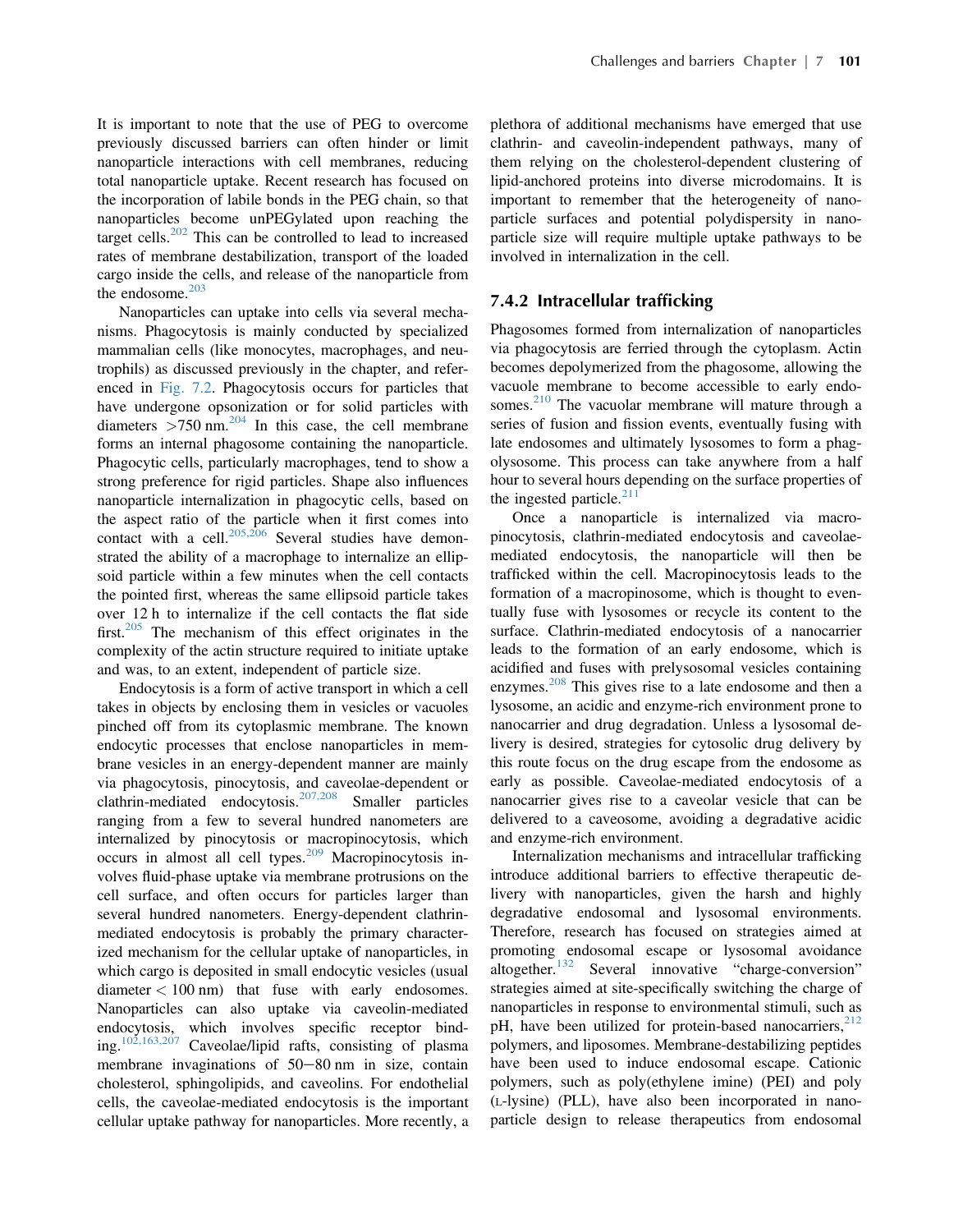It is important to note that the use of PEG to overcome previously discussed barriers can often hinder or limit nanoparticle interactions with cell membranes, reducing total nanoparticle uptake. Recent research has focused on the incorporation of labile bonds in the PEG chain, so that nanoparticles become unPEGylated upon reaching the target cells.[202] This can be controlled to lead to increased rates of membrane destabilization, transport of the loaded cargo inside the cells, and release of the nanoparticle from the endosome.[203]

Nanoparticles can uptake into cells via several mechanisms. Phagocytosis is mainly conducted by specialized mammalian cells (like monocytes, macrophages, and neutrophils) as discussed previously in the chapter, and referenced in Fig. 7.2. Phagocytosis occurs for particles that have undergone opsonization or for solid particles with diameters >750 nm.[204] In this case, the cell membrane forms an internal phagosome containing the nanoparticle. Phagocytic cells, particularly macrophages, tend to show a strong preference for rigid particles. Shape also influences nanoparticle internalization in phagocytic cells, based on the aspect ratio of the particle when it first comes into contact with a cell.[205,206] Several studies have demonstrated the ability of a macrophage to internalize an ellipsoid particle within a few minutes when the cell contacts the pointed first, whereas the same ellipsoid particle takes over 12 h to internalize if the cell contacts the flat side first.[205] The mechanism of this effect originates in the complexity of the actin structure required to initiate uptake and was, to an extent, independent of particle size.

Endocytosis is a form of active transport in which a cell takes in objects by enclosing them in vesicles or vacuoles pinched off from its cytoplasmic membrane. The known endocytic processes that enclose nanoparticles in membrane vesicles in an energy-dependent manner are mainly via phagocytosis, pinocytosis, and caveolae-dependent or clathrin-mediated endocytosis.[207,208] Smaller particles ranging from a few to several hundred nanometers are internalized by pinocytosis or macropinocytosis, which occurs in almost all cell types.[209] Macropinocytosis involves fluid-phase uptake via membrane protrusions on the cell surface, and often occurs for particles larger than several hundred nanometers. Energy-dependent clathrin-mediated endocytosis is probably the primary characterized mechanism for the cellular uptake of nanoparticles, in which cargo is deposited in small endocytic vesicles (usual diameter < 100 nm) that fuse with early endosomes. Nanoparticles can also uptake via caveolin-mediated endocytosis, which involves specific receptor binding.[102,163,207] Caveolae/lipid rafts, consisting of plasma membrane invaginations of 50−80 nm in size, contain cholesterol, sphingolipids, and caveolins. For endothelial cells, the caveolae-mediated endocytosis is the important cellular uptake pathway for nanoparticles. More recently, a plethora of additional mechanisms have emerged that use clathrin- and caveolin-independent pathways, many of them relying on the cholesterol-dependent clustering of lipid-anchored proteins into diverse microdomains. It is important to remember that the heterogeneity of nanoparticle surfaces and potential polydispersity in nanoparticle size will require multiple uptake pathways to be involved in internalization in the cell.

### 7.4.2 Intracellular trafficking

Phagosomes formed from internalization of nanoparticles via phagocytosis are ferried through the cytoplasm. Actin becomes depolymerized from the phagosome, allowing the vacuole membrane to become accessible to early endosomes.[210] The vacuolar membrane will mature through a series of fusion and fission events, eventually fusing with late endosomes and ultimately lysosomes to form a phagolysosome. This process can take anywhere from a half hour to several hours depending on the surface properties of the ingested particle.[211]

Once a nanoparticle is internalized via macropinocytosis, clathrin-mediated endocytosis and caveolae-mediated endocytosis, the nanoparticle will then be trafficked within the cell. Macropinocytosis leads to the formation of a macropinosome, which is thought to eventually fuse with lysosomes or recycle its content to the surface. Clathrin-mediated endocytosis of a nanocarrier leads to the formation of an early endosome, which is acidified and fuses with prelysosomal vesicles containing enzymes.[208] This gives rise to a late endosome and then a lysosome, an acidic and enzyme-rich environment prone to nanocarrier and drug degradation. Unless a lysosomal delivery is desired, strategies for cytosolic drug delivery by this route focus on the drug escape from the endosome as early as possible. Caveolae-mediated endocytosis of a nanocarrier gives rise to a caveolar vesicle that can be delivered to a caveosome, avoiding a degradative acidic and enzyme-rich environment.

Internalization mechanisms and intracellular trafficking introduce additional barriers to effective therapeutic delivery with nanoparticles, given the harsh and highly degradative endosomal and lysosomal environments. Therefore, research has focused on strategies aimed at promoting endosomal escape or lysosomal avoidance altogether.[132] Several innovative "charge-conversion" strategies aimed at site-specifically switching the charge of nanoparticles in response to environmental stimuli, such as pH, have been utilized for protein-based nanocarriers,[212] polymers, and liposomes. Membrane-destabilizing peptides have been used to induce endosomal escape. Cationic polymers, such as poly(ethylene imine) (PEI) and poly (L-lysine) (PLL), have also been incorporated in nanoparticle design to release therapeutics from endosomal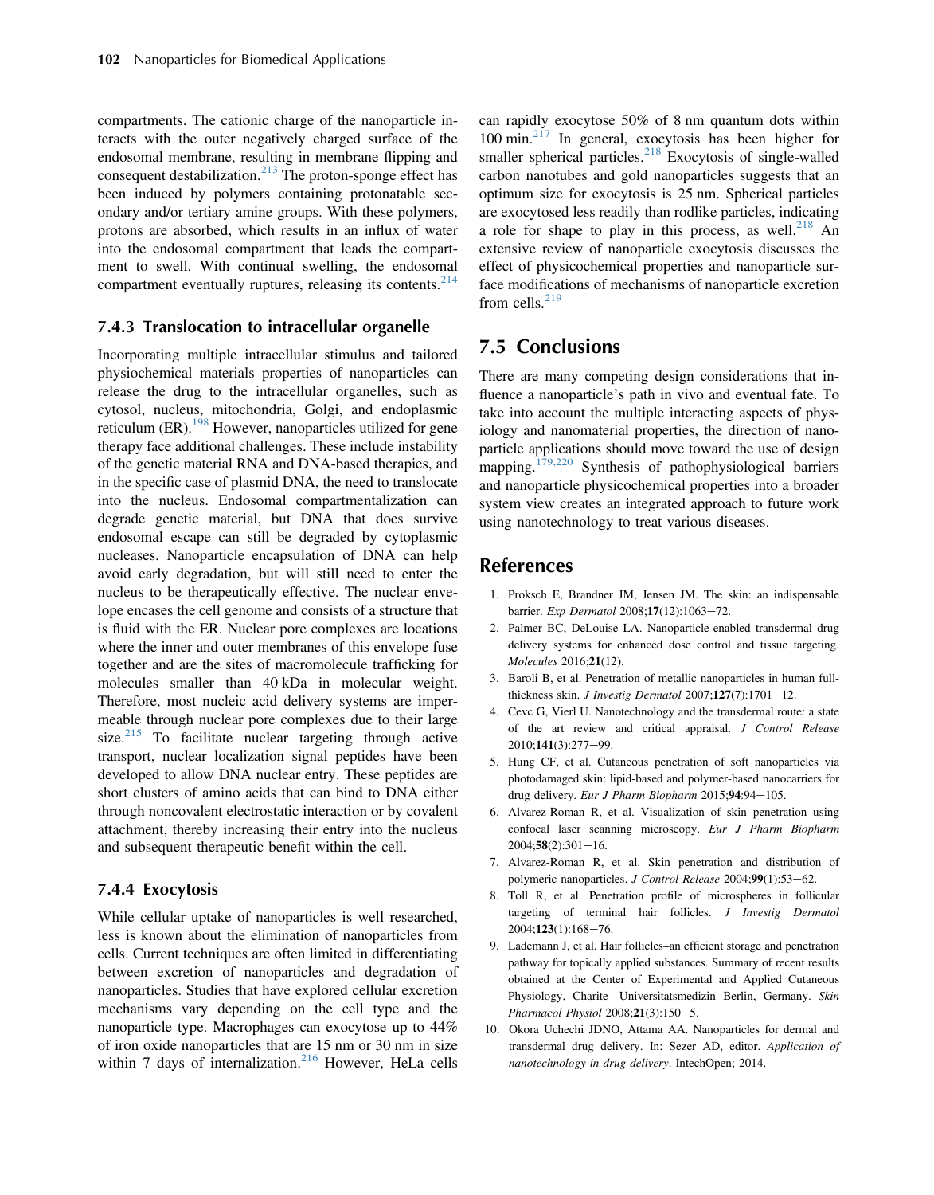compartments. The cationic charge of the nanoparticle interacts with the outer negatively charged surface of the endosomal membrane, resulting in membrane flipping and consequent destabilization.[213] The proton-sponge effect has been induced by polymers containing protonatable secondary and/or tertiary amine groups. With these polymers, protons are absorbed, which results in an influx of water into the endosomal compartment that leads the compartment to swell. With continual swelling, the endosomal compartment eventually ruptures, releasing its contents.[214]

### 7.4.3 Translocation to intracellular organelle

Incorporating multiple intracellular stimulus and tailored physiochemical materials properties of nanoparticles can release the drug to the intracellular organelles, such as cytosol, nucleus, mitochondria, Golgi, and endoplasmic reticulum (ER).[198] However, nanoparticles utilized for gene therapy face additional challenges. These include instability of the genetic material RNA and DNA-based therapies, and in the specific case of plasmid DNA, the need to translocate into the nucleus. Endosomal compartmentalization can degrade genetic material, but DNA that does survive endosomal escape can still be degraded by cytoplasmic nucleases. Nanoparticle encapsulation of DNA can help avoid early degradation, but will still need to enter the nucleus to be therapeutically effective. The nuclear envelope encases the cell genome and consists of a structure that is fluid with the ER. Nuclear pore complexes are locations where the inner and outer membranes of this envelope fuse together and are the sites of macromolecule trafficking for molecules smaller than 40 kDa in molecular weight. Therefore, most nucleic acid delivery systems are impermeable through nuclear pore complexes due to their large size.[215] To facilitate nuclear targeting through active transport, nuclear localization signal peptides have been developed to allow DNA nuclear entry. These peptides are short clusters of amino acids that can bind to DNA either through noncovalent electrostatic interaction or by covalent attachment, thereby increasing their entry into the nucleus and subsequent therapeutic benefit within the cell.

### 7.4.4 Exocytosis

While cellular uptake of nanoparticles is well researched, less is known about the elimination of nanoparticles from cells. Current techniques are often limited in differentiating between excretion of nanoparticles and degradation of nanoparticles. Studies that have explored cellular excretion mechanisms vary depending on the cell type and the nanoparticle type. Macrophages can exocytose up to 44% of iron oxide nanoparticles that are 15 nm or 30 nm in size within 7 days of internalization.[216] However, HeLa cells can rapidly exocytose 50% of 8 nm quantum dots within 100 min.[217] In general, exocytosis has been higher for smaller spherical particles.[218] Exocytosis of single-walled carbon nanotubes and gold nanoparticles suggests that an optimum size for exocytosis is 25 nm. Spherical particles are exocytosed less readily than rodlike particles, indicating a role for shape to play in this process, as well.[218] An extensive review of nanoparticle exocytosis discusses the effect of physicochemical properties and nanoparticle surface modifications of mechanisms of nanoparticle excretion from cells.[219]

## 7.5 Conclusions

There are many competing design considerations that influence a nanoparticle's path in vivo and eventual fate. To take into account the multiple interacting aspects of physiology and nanomaterial properties, the direction of nanoparticle applications should move toward the use of design mapping.[179,220] Synthesis of pathophysiological barriers and nanoparticle physicochemical properties into a broader system view creates an integrated approach to future work using nanotechnology to treat various diseases.

## References

1. Proksch E, Brandner JM, Jensen JM. The skin: an indispensable barrier. *Exp Dermatol* 2008;**17**(12):1063−72.
2. Palmer BC, DeLouise LA. Nanoparticle-enabled transdermal drug delivery systems for enhanced dose control and tissue targeting. *Molecules* 2016;**21**(12).
3. Baroli B, et al. Penetration of metallic nanoparticles in human full-thickness skin. *J Investig Dermatol* 2007;**127**(7):1701−12.
4. Cevc G, Vierl U. Nanotechnology and the transdermal route: a state of the art review and critical appraisal. *J Control Release* 2010;**141**(3):277−99.
5. Hung CF, et al. Cutaneous penetration of soft nanoparticles via photodamaged skin: lipid-based and polymer-based nanocarriers for drug delivery. *Eur J Pharm Biopharm* 2015;**94**:94−105.
6. Alvarez-Roman R, et al. Visualization of skin penetration using confocal laser scanning microscopy. *Eur J Pharm Biopharm* 2004;**58**(2):301−16.
7. Alvarez-Roman R, et al. Skin penetration and distribution of polymeric nanoparticles. *J Control Release* 2004;**99**(1):53−62.
8. Toll R, et al. Penetration profile of microspheres in follicular targeting of terminal hair follicles. *J Investig Dermatol* 2004;**123**(1):168−76.
9. Lademann J, et al. Hair follicles–an efficient storage and penetration pathway for topically applied substances. Summary of recent results obtained at the Center of Experimental and Applied Cutaneous Physiology, Charite -Universitatsmedizin Berlin, Germany. *Skin Pharmacol Physiol* 2008;**21**(3):150−5.
10. Okora Uchechi JDNO, Attama AA. Nanoparticles for dermal and transdermal drug delivery. In: Sezer AD, editor. *Application of nanotechnology in drug delivery*. IntechOpen; 2014.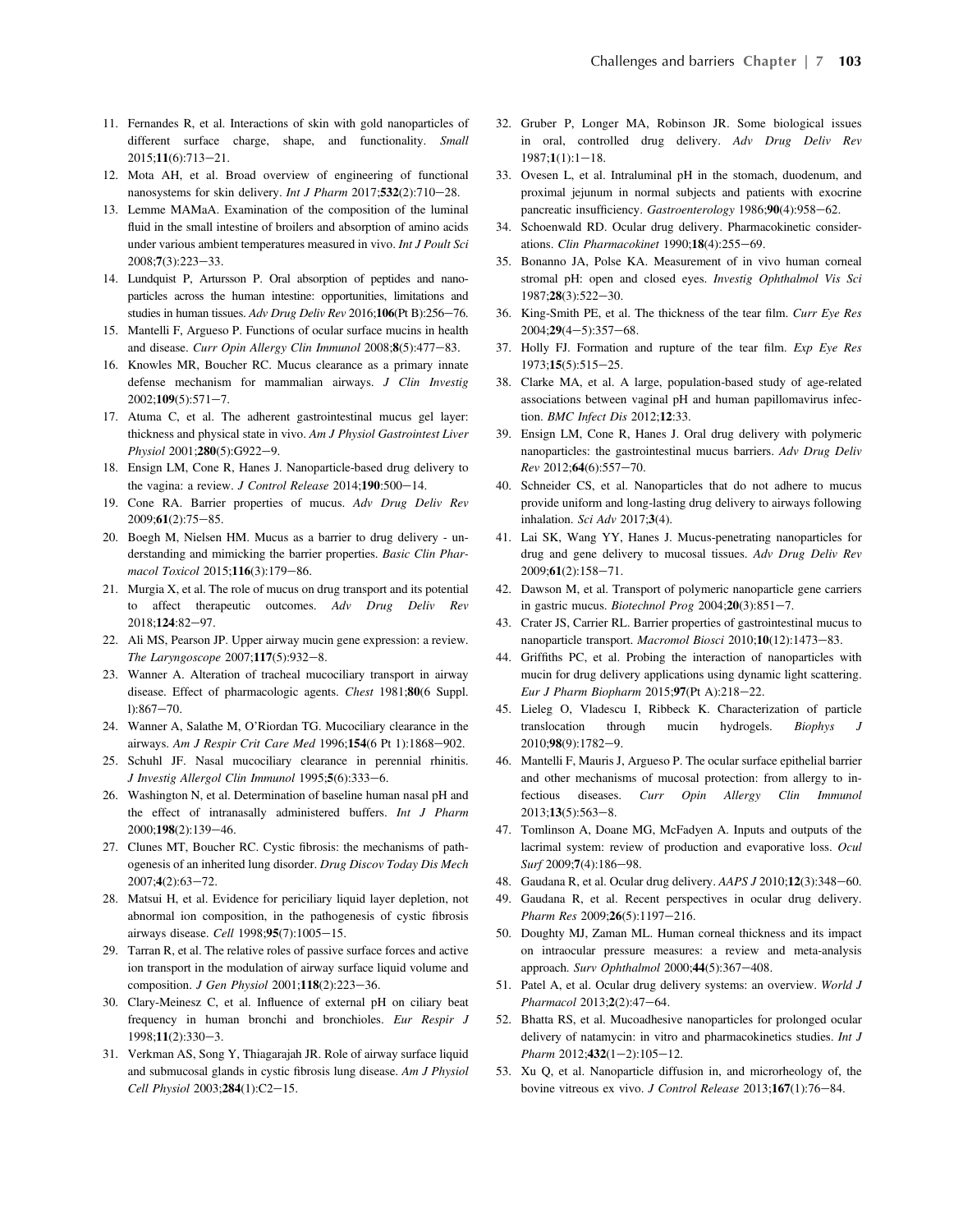11. Fernandes R, et al. Interactions of skin with gold nanoparticles of different surface charge, shape, and functionality. *Small* 2015;**11**(6):713–21.
12. Mota AH, et al. Broad overview of engineering of functional nanosystems for skin delivery. *Int J Pharm* 2017;**532**(2):710–28.
13. Lemme MAMaA. Examination of the composition of the luminal fluid in the small intestine of broilers and absorption of amino acids under various ambient temperatures measured in vivo. *Int J Poult Sci* 2008;**7**(3):223–33.
14. Lundquist P, Artursson P. Oral absorption of peptides and nanoparticles across the human intestine: opportunities, limitations and studies in human tissues. *Adv Drug Deliv Rev* 2016;**106**(Pt B):256–76.
15. Mantelli F, Argueso P. Functions of ocular surface mucins in health and disease. *Curr Opin Allergy Clin Immunol* 2008;**8**(5):477–83.
16. Knowles MR, Boucher RC. Mucus clearance as a primary innate defense mechanism for mammalian airways. *J Clin Investig* 2002;**109**(5):571–7.
17. Atuma C, et al. The adherent gastrointestinal mucus gel layer: thickness and physical state in vivo. *Am J Physiol Gastrointest Liver Physiol* 2001;**280**(5):G922–9.
18. Ensign LM, Cone R, Hanes J. Nanoparticle-based drug delivery to the vagina: a review. *J Control Release* 2014;**190**:500–14.
19. Cone RA. Barrier properties of mucus. *Adv Drug Deliv Rev* 2009;**61**(2):75–85.
20. Boegh M, Nielsen HM. Mucus as a barrier to drug delivery - understanding and mimicking the barrier properties. *Basic Clin Pharmacol Toxicol* 2015;**116**(3):179–86.
21. Murgia X, et al. The role of mucus on drug transport and its potential to affect therapeutic outcomes. *Adv Drug Deliv Rev* 2018;**124**:82–97.
22. Ali MS, Pearson JP. Upper airway mucin gene expression: a review. *The Laryngoscope* 2007;**117**(5):932–8.
23. Wanner A. Alteration of tracheal mucociliary transport in airway disease. Effect of pharmacologic agents. *Chest* 1981;**80**(6 Suppl. l):867–70.
24. Wanner A, Salathe M, O'Riordan TG. Mucociliary clearance in the airways. *Am J Respir Crit Care Med* 1996;**154**(6 Pt 1):1868–902.
25. Schuhl JF. Nasal mucociliary clearance in perennial rhinitis. *J Investig Allergol Clin Immunol* 1995;**5**(6):333–6.
26. Washington N, et al. Determination of baseline human nasal pH and the effect of intranasally administered buffers. *Int J Pharm* 2000;**198**(2):139–46.
27. Clunes MT, Boucher RC. Cystic fibrosis: the mechanisms of pathogenesis of an inherited lung disorder. *Drug Discov Today Dis Mech* 2007;**4**(2):63–72.
28. Matsui H, et al. Evidence for periciliary liquid layer depletion, not abnormal ion composition, in the pathogenesis of cystic fibrosis airways disease. *Cell* 1998;**95**(7):1005–15.
29. Tarran R, et al. The relative roles of passive surface forces and active ion transport in the modulation of airway surface liquid volume and composition. *J Gen Physiol* 2001;**118**(2):223–36.
30. Clary-Meinesz C, et al. Influence of external pH on ciliary beat frequency in human bronchi and bronchioles. *Eur Respir J* 1998;**11**(2):330–3.
31. Verkman AS, Song Y, Thiagarajah JR. Role of airway surface liquid and submucosal glands in cystic fibrosis lung disease. *Am J Physiol Cell Physiol* 2003;**284**(1):C2–15.
32. Gruber P, Longer MA, Robinson JR. Some biological issues in oral, controlled drug delivery. *Adv Drug Deliv Rev* 1987;**1**(1):1–18.
33. Ovesen L, et al. Intraluminal pH in the stomach, duodenum, and proximal jejunum in normal subjects and patients with exocrine pancreatic insufficiency. *Gastroenterology* 1986;**90**(4):958–62.
34. Schoenwald RD. Ocular drug delivery. Pharmacokinetic considerations. *Clin Pharmacokinet* 1990;**18**(4):255–69.
35. Bonanno JA, Polse KA. Measurement of in vivo human corneal stromal pH: open and closed eyes. *Investig Ophthalmol Vis Sci* 1987;**28**(3):522–30.
36. King-Smith PE, et al. The thickness of the tear film. *Curr Eye Res* 2004;**29**(4–5):357–68.
37. Holly FJ. Formation and rupture of the tear film. *Exp Eye Res* 1973;**15**(5):515–25.
38. Clarke MA, et al. A large, population-based study of age-related associations between vaginal pH and human papillomavirus infection. *BMC Infect Dis* 2012;**12**:33.
39. Ensign LM, Cone R, Hanes J. Oral drug delivery with polymeric nanoparticles: the gastrointestinal mucus barriers. *Adv Drug Deliv Rev* 2012;**64**(6):557–70.
40. Schneider CS, et al. Nanoparticles that do not adhere to mucus provide uniform and long-lasting drug delivery to airways following inhalation. *Sci Adv* 2017;**3**(4).
41. Lai SK, Wang YY, Hanes J. Mucus-penetrating nanoparticles for drug and gene delivery to mucosal tissues. *Adv Drug Deliv Rev* 2009;**61**(2):158–71.
42. Dawson M, et al. Transport of polymeric nanoparticle gene carriers in gastric mucus. *Biotechnol Prog* 2004;**20**(3):851–7.
43. Crater JS, Carrier RL. Barrier properties of gastrointestinal mucus to nanoparticle transport. *Macromol Biosci* 2010;**10**(12):1473–83.
44. Griffiths PC, et al. Probing the interaction of nanoparticles with mucin for drug delivery applications using dynamic light scattering. *Eur J Pharm Biopharm* 2015;**97**(Pt A):218–22.
45. Lieleg O, Vladescu I, Ribbeck K. Characterization of particle translocation through mucin hydrogels. *Biophys J* 2010;**98**(9):1782–9.
46. Mantelli F, Mauris J, Argueso P. The ocular surface epithelial barrier and other mechanisms of mucosal protection: from allergy to infectious diseases. *Curr Opin Allergy Clin Immunol* 2013;**13**(5):563–8.
47. Tomlinson A, Doane MG, McFadyen A. Inputs and outputs of the lacrimal system: review of production and evaporative loss. *Ocul Surf* 2009;**7**(4):186–98.
48. Gaudana R, et al. Ocular drug delivery. *AAPS J* 2010;**12**(3):348–60.
49. Gaudana R, et al. Recent perspectives in ocular drug delivery. *Pharm Res* 2009;**26**(5):1197–216.
50. Doughty MJ, Zaman ML. Human corneal thickness and its impact on intraocular pressure measures: a review and meta-analysis approach. *Surv Ophthalmol* 2000;**44**(5):367–408.
51. Patel A, et al. Ocular drug delivery systems: an overview. *World J Pharmacol* 2013;**2**(2):47–64.
52. Bhatta RS, et al. Mucoadhesive nanoparticles for prolonged ocular delivery of natamycin: in vitro and pharmacokinetics studies. *Int J Pharm* 2012;**432**(1–2):105–12.
53. Xu Q, et al. Nanoparticle diffusion in, and microrheology of, the bovine vitreous ex vivo. *J Control Release* 2013;**167**(1):76–84.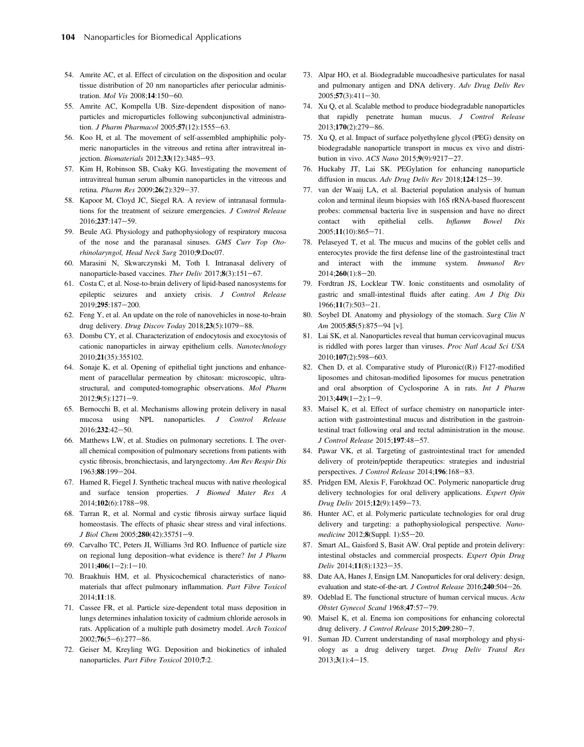54. Amrite AC, et al. Effect of circulation on the disposition and ocular tissue distribution of 20 nm nanoparticles after periocular administration. *Mol Vis* 2008;**14**:150–60.
55. Amrite AC, Kompella UB. Size-dependent disposition of nanoparticles and microparticles following subconjunctival administration. *J Pharm Pharmacol* 2005;**57**(12):1555–63.
56. Koo H, et al. The movement of self-assembled amphiphilic polymeric nanoparticles in the vitreous and retina after intravitreal injection. *Biomaterials* 2012;**33**(12):3485–93.
57. Kim H, Robinson SB, Csaky KG. Investigating the movement of intravitreal human serum albumin nanoparticles in the vitreous and retina. *Pharm Res* 2009;**26**(2):329–37.
58. Kapoor M, Cloyd JC, Siegel RA. A review of intranasal formulations for the treatment of seizure emergencies. *J Control Release* 2016;**237**:147–59.
59. Beule AG. Physiology and pathophysiology of respiratory mucosa of the nose and the paranasal sinuses. *GMS Curr Top Otorhinolaryngol, Head Neck Surg* 2010;**9**:Doc07.
60. Marasini N, Skwarczynski M, Toth I. Intranasal delivery of nanoparticle-based vaccines. *Ther Deliv* 2017;**8**(3):151–67.
61. Costa C, et al. Nose-to-brain delivery of lipid-based nanosystems for epileptic seizures and anxiety crisis. *J Control Release* 2019;**295**:187–200.
62. Feng Y, et al. An update on the role of nanovehicles in nose-to-brain drug delivery. *Drug Discov Today* 2018;**23**(5):1079–88.
63. Dombu CY, et al. Characterization of endocytosis and exocytosis of cationic nanoparticles in airway epithelium cells. *Nanotechnology* 2010;**21**(35):355102.
64. Sonaje K, et al. Opening of epithelial tight junctions and enhancement of paracellular permeation by chitosan: microscopic, ultrastructural, and computed-tomographic observations. *Mol Pharm* 2012;**9**(5):1271–9.
65. Bernocchi B, et al. Mechanisms allowing protein delivery in nasal mucosa using NPL nanoparticles. *J Control Release* 2016;**232**:42–50.
66. Matthews LW, et al. Studies on pulmonary secretions. I. The overall chemical composition of pulmonary secretions from patients with cystic fibrosis, bronchiectasis, and laryngectomy. *Am Rev Respir Dis* 1963;**88**:199–204.
67. Hamed R, Fiegel J. Synthetic tracheal mucus with native rheological and surface tension properties. *J Biomed Mater Res A* 2014;**102**(6):1788–98.
68. Tarran R, et al. Normal and cystic fibrosis airway surface liquid homeostasis. The effects of phasic shear stress and viral infections. *J Biol Chem* 2005;**280**(42):35751–9.
69. Carvalho TC, Peters JI, Williams 3rd RO. Influence of particle size on regional lung deposition–what evidence is there? *Int J Pharm* 2011;**406**(1–2):1–10.
70. Braakhuis HM, et al. Physicochemical characteristics of nanomaterials that affect pulmonary inflammation. *Part Fibre Toxicol* 2014;**11**:18.
71. Cassee FR, et al. Particle size-dependent total mass deposition in lungs determines inhalation toxicity of cadmium chloride aerosols in rats. Application of a multiple path dosimetry model. *Arch Toxicol* 2002;**76**(5–6):277–86.
72. Geiser M, Kreyling WG. Deposition and biokinetics of inhaled nanoparticles. *Part Fibre Toxicol* 2010;**7**:2.
73. Alpar HO, et al. Biodegradable mucoadhesive particulates for nasal and pulmonary antigen and DNA delivery. *Adv Drug Deliv Rev* 2005;**57**(3):411–30.
74. Xu Q, et al. Scalable method to produce biodegradable nanoparticles that rapidly penetrate human mucus. *J Control Release* 2013;**170**(2):279–86.
75. Xu Q, et al. Impact of surface polyethylene glycol (PEG) density on biodegradable nanoparticle transport in mucus ex vivo and distribution in vivo. *ACS Nano* 2015;**9**(9):9217–27.
76. Huckaby JT, Lai SK. PEGylation for enhancing nanoparticle diffusion in mucus. *Adv Drug Deliv Rev* 2018;**124**:125–39.
77. van der Waaij LA, et al. Bacterial population analysis of human colon and terminal ileum biopsies with 16S rRNA-based fluorescent probes: commensal bacteria live in suspension and have no direct contact with epithelial cells. *Inflamm Bowel Dis* 2005;**11**(10):865–71.
78. Pelaseyed T, et al. The mucus and mucins of the goblet cells and enterocytes provide the first defense line of the gastrointestinal tract and interact with the immune system. *Immunol Rev* 2014;**260**(1):8–20.
79. Fordtran JS, Locklear TW. Ionic constituents and osmolality of gastric and small-intestinal fluids after eating. *Am J Dig Dis* 1966;**11**(7):503–21.
80. Soybel DI. Anatomy and physiology of the stomach. *Surg Clin N Am* 2005;**85**(5):875–94 [v].
81. Lai SK, et al. Nanoparticles reveal that human cervicovaginal mucus is riddled with pores larger than viruses. *Proc Natl Acad Sci USA* 2010;**107**(2):598–603.
82. Chen D, et al. Comparative study of Pluronic((R)) F127-modified liposomes and chitosan-modified liposomes for mucus penetration and oral absorption of Cyclosporine A in rats. *Int J Pharm* 2013;**449**(1–2):1–9.
83. Maisel K, et al. Effect of surface chemistry on nanoparticle interaction with gastrointestinal mucus and distribution in the gastrointestinal tract following oral and rectal administration in the mouse. *J Control Release* 2015;**197**:48–57.
84. Pawar VK, et al. Targeting of gastrointestinal tract for amended delivery of protein/peptide therapeutics: strategies and industrial perspectives. *J Control Release* 2014;**196**:168–83.
85. Pridgen EM, Alexis F, Farokhzad OC. Polymeric nanoparticle drug delivery technologies for oral delivery applications. *Expert Opin Drug Deliv* 2015;**12**(9):1459–73.
86. Hunter AC, et al. Polymeric particulate technologies for oral drug delivery and targeting: a pathophysiological perspective. *Nanomedicine* 2012;**8**(Suppl. 1):S5–20.
87. Smart AL, Gaisford S, Basit AW. Oral peptide and protein delivery: intestinal obstacles and commercial prospects. *Expert Opin Drug Deliv* 2014;**11**(8):1323–35.
88. Date AA, Hanes J, Ensign LM. Nanoparticles for oral delivery: design, evaluation and state-of-the-art. *J Control Release* 2016;**240**:504–26.
89. Odeblad E. The functional structure of human cervical mucus. *Acta Obstet Gynecol Scand* 1968;**47**:57–79.
90. Maisel K, et al. Enema ion compositions for enhancing colorectal drug delivery. *J Control Release* 2015;**209**:280–7.
91. Suman JD. Current understanding of nasal morphology and physiology as a drug delivery target. *Drug Deliv Transl Res* 2013;**3**(1):4–15.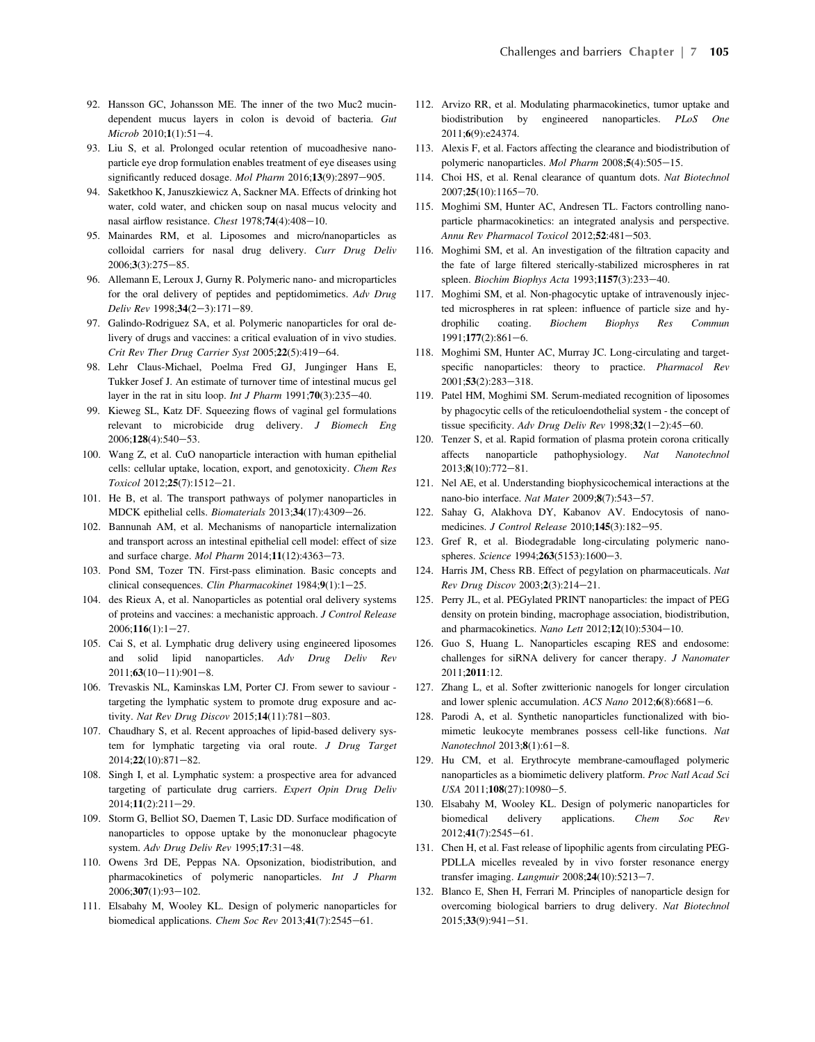92. Hansson GC, Johansson ME. The inner of the two Muc2 mucin-dependent mucus layers in colon is devoid of bacteria. *Gut Microb* 2010;**1**(1):51–4.
93. Liu S, et al. Prolonged ocular retention of mucoadhesive nanoparticle eye drop formulation enables treatment of eye diseases using significantly reduced dosage. *Mol Pharm* 2016;**13**(9):2897–905.
94. Saketkhoo K, Januszkiewicz A, Sackner MA. Effects of drinking hot water, cold water, and chicken soup on nasal mucus velocity and nasal airflow resistance. *Chest* 1978;**74**(4):408–10.
95. Mainardes RM, et al. Liposomes and micro/nanoparticles as colloidal carriers for nasal drug delivery. *Curr Drug Deliv* 2006;**3**(3):275–85.
96. Allemann E, Leroux J, Gurny R. Polymeric nano- and microparticles for the oral delivery of peptides and peptidomimetics. *Adv Drug Deliv Rev* 1998;**34**(2–3):171–89.
97. Galindo-Rodriguez SA, et al. Polymeric nanoparticles for oral delivery of drugs and vaccines: a critical evaluation of in vivo studies. *Crit Rev Ther Drug Carrier Syst* 2005;**22**(5):419–64.
98. Lehr Claus-Michael, Poelma Fred GJ, Junginger Hans E, Tukker Josef J. An estimate of turnover time of intestinal mucus gel layer in the rat in situ loop. *Int J Pharm* 1991;**70**(3):235–40.
99. Kieweg SL, Katz DF. Squeezing flows of vaginal gel formulations relevant to microbicide drug delivery. *J Biomech Eng* 2006;**128**(4):540–53.
100. Wang Z, et al. CuO nanoparticle interaction with human epithelial cells: cellular uptake, location, export, and genotoxicity. *Chem Res Toxicol* 2012;**25**(7):1512–21.
101. He B, et al. The transport pathways of polymer nanoparticles in MDCK epithelial cells. *Biomaterials* 2013;**34**(17):4309–26.
102. Bannunah AM, et al. Mechanisms of nanoparticle internalization and transport across an intestinal epithelial cell model: effect of size and surface charge. *Mol Pharm* 2014;**11**(12):4363–73.
103. Pond SM, Tozer TN. First-pass elimination. Basic concepts and clinical consequences. *Clin Pharmacokinet* 1984;**9**(1):1–25.
104. des Rieux A, et al. Nanoparticles as potential oral delivery systems of proteins and vaccines: a mechanistic approach. *J Control Release* 2006;**116**(1):1–27.
105. Cai S, et al. Lymphatic drug delivery using engineered liposomes and solid lipid nanoparticles. *Adv Drug Deliv Rev* 2011;**63**(10–11):901–8.
106. Trevaskis NL, Kaminskas LM, Porter CJ. From sewer to saviour - targeting the lymphatic system to promote drug exposure and activity. *Nat Rev Drug Discov* 2015;**14**(11):781–803.
107. Chaudhary S, et al. Recent approaches of lipid-based delivery system for lymphatic targeting via oral route. *J Drug Target* 2014;**22**(10):871–82.
108. Singh I, et al. Lymphatic system: a prospective area for advanced targeting of particulate drug carriers. *Expert Opin Drug Deliv* 2014;**11**(2):211–29.
109. Storm G, Belliot SO, Daemen T, Lasic DD. Surface modification of nanoparticles to oppose uptake by the mononuclear phagocyte system. *Adv Drug Deliv Rev* 1995;**17**:31–48.
110. Owens 3rd DE, Peppas NA. Opsonization, biodistribution, and pharmacokinetics of polymeric nanoparticles. *Int J Pharm* 2006;**307**(1):93–102.
111. Elsabahy M, Wooley KL. Design of polymeric nanoparticles for biomedical applications. *Chem Soc Rev* 2013;**41**(7):2545–61.
112. Arvizo RR, et al. Modulating pharmacokinetics, tumor uptake and biodistribution by engineered nanoparticles. *PLoS One* 2011;**6**(9):e24374.
113. Alexis F, et al. Factors affecting the clearance and biodistribution of polymeric nanoparticles. *Mol Pharm* 2008;**5**(4):505–15.
114. Choi HS, et al. Renal clearance of quantum dots. *Nat Biotechnol* 2007;**25**(10):1165–70.
115. Moghimi SM, Hunter AC, Andresen TL. Factors controlling nanoparticle pharmacokinetics: an integrated analysis and perspective. *Annu Rev Pharmacol Toxicol* 2012;**52**:481–503.
116. Moghimi SM, et al. An investigation of the filtration capacity and the fate of large filtered sterically-stabilized microspheres in rat spleen. *Biochim Biophys Acta* 1993;**1157**(3):233–40.
117. Moghimi SM, et al. Non-phagocytic uptake of intravenously injected microspheres in rat spleen: influence of particle size and hydrophilic coating. *Biochem Biophys Res Commun* 1991;**177**(2):861–6.
118. Moghimi SM, Hunter AC, Murray JC. Long-circulating and target-specific nanoparticles: theory to practice. *Pharmacol Rev* 2001;**53**(2):283–318.
119. Patel HM, Moghimi SM. Serum-mediated recognition of liposomes by phagocytic cells of the reticuloendothelial system - the concept of tissue specificity. *Adv Drug Deliv Rev* 1998;**32**(1–2):45–60.
120. Tenzer S, et al. Rapid formation of plasma protein corona critically affects nanoparticle pathophysiology. *Nat Nanotechnol* 2013;**8**(10):772–81.
121. Nel AE, et al. Understanding biophysicochemical interactions at the nano-bio interface. *Nat Mater* 2009;**8**(7):543–57.
122. Sahay G, Alakhova DY, Kabanov AV. Endocytosis of nanomedicines. *J Control Release* 2010;**145**(3):182–95.
123. Gref R, et al. Biodegradable long-circulating polymeric nanospheres. *Science* 1994;**263**(5153):1600–3.
124. Harris JM, Chess RB. Effect of pegylation on pharmaceuticals. *Nat Rev Drug Discov* 2003;**2**(3):214–21.
125. Perry JL, et al. PEGylated PRINT nanoparticles: the impact of PEG density on protein binding, macrophage association, biodistribution, and pharmacokinetics. *Nano Lett* 2012;**12**(10):5304–10.
126. Guo S, Huang L. Nanoparticles escaping RES and endosome: challenges for siRNA delivery for cancer therapy. *J Nanomater* 2011;**2011**:12.
127. Zhang L, et al. Softer zwitterionic nanogels for longer circulation and lower splenic accumulation. *ACS Nano* 2012;**6**(8):6681–6.
128. Parodi A, et al. Synthetic nanoparticles functionalized with biomimetic leukocyte membranes possess cell-like functions. *Nat Nanotechnol* 2013;**8**(1):61–8.
129. Hu CM, et al. Erythrocyte membrane-camouflaged polymeric nanoparticles as a biomimetic delivery platform. *Proc Natl Acad Sci USA* 2011;**108**(27):10980–5.
130. Elsabahy M, Wooley KL. Design of polymeric nanoparticles for biomedical delivery applications. *Chem Soc Rev* 2012;**41**(7):2545–61.
131. Chen H, et al. Fast release of lipophilic agents from circulating PEG-PDLLA micelles revealed by in vivo forster resonance energy transfer imaging. *Langmuir* 2008;**24**(10):5213–7.
132. Blanco E, Shen H, Ferrari M. Principles of nanoparticle design for overcoming biological barriers to drug delivery. *Nat Biotechnol* 2015;**33**(9):941–51.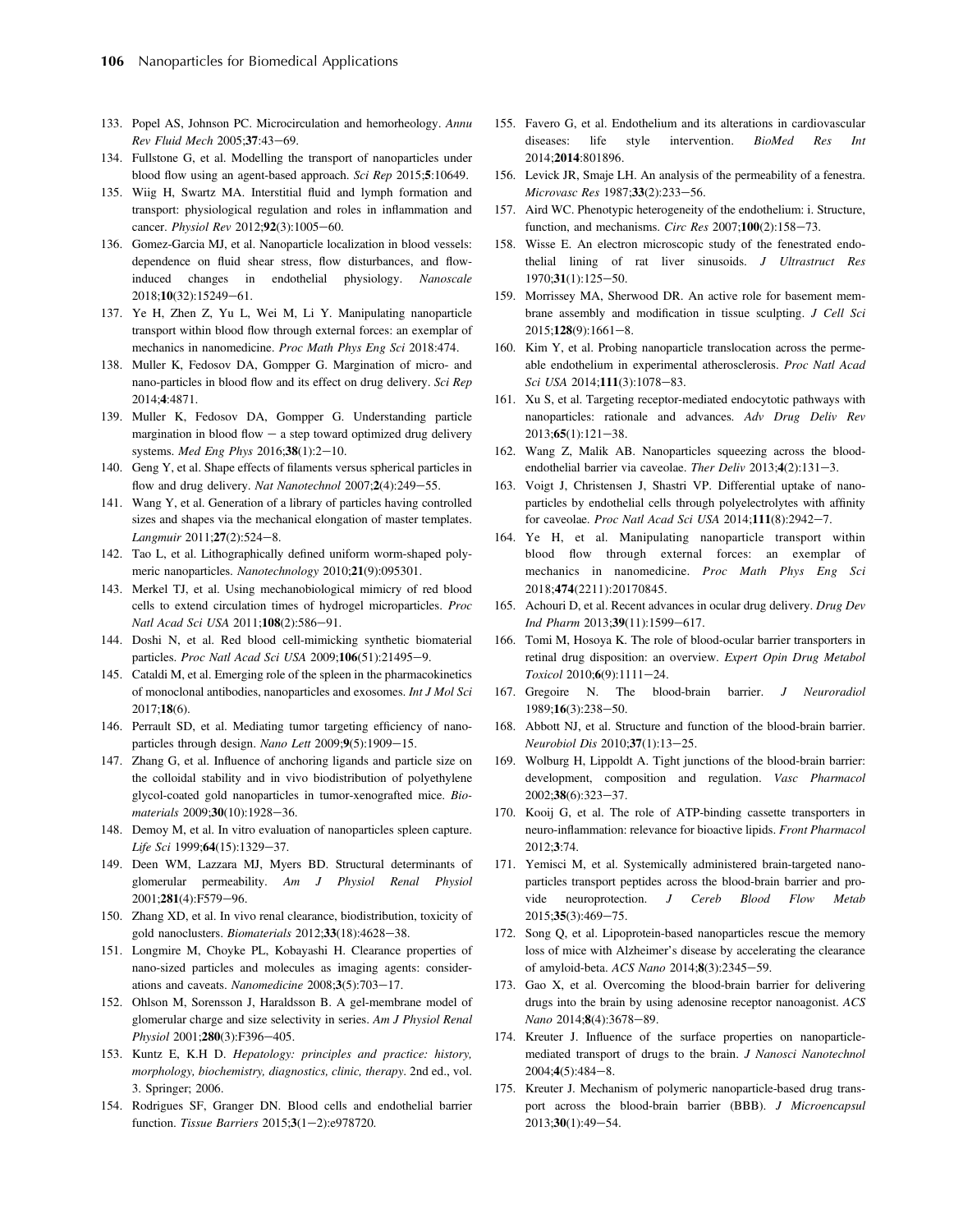133. Popel AS, Johnson PC. Microcirculation and hemorheology. *Annu Rev Fluid Mech* 2005;**37**:43–69.
134. Fullstone G, et al. Modelling the transport of nanoparticles under blood flow using an agent-based approach. *Sci Rep* 2015;**5**:10649.
135. Wiig H, Swartz MA. Interstitial fluid and lymph formation and transport: physiological regulation and roles in inflammation and cancer. *Physiol Rev* 2012;**92**(3):1005–60.
136. Gomez-Garcia MJ, et al. Nanoparticle localization in blood vessels: dependence on fluid shear stress, flow disturbances, and flow-induced changes in endothelial physiology. *Nanoscale* 2018;**10**(32):15249–61.
137. Ye H, Zhen Z, Yu L, Wei M, Li Y. Manipulating nanoparticle transport within blood flow through external forces: an exemplar of mechanics in nanomedicine. *Proc Math Phys Eng Sci* 2018:474.
138. Muller K, Fedosov DA, Gompper G. Margination of micro- and nano-particles in blood flow and its effect on drug delivery. *Sci Rep* 2014;**4**:4871.
139. Muller K, Fedosov DA, Gompper G. Understanding particle margination in blood flow – a step toward optimized drug delivery systems. *Med Eng Phys* 2016;**38**(1):2–10.
140. Geng Y, et al. Shape effects of filaments versus spherical particles in flow and drug delivery. *Nat Nanotechnol* 2007;**2**(4):249–55.
141. Wang Y, et al. Generation of a library of particles having controlled sizes and shapes via the mechanical elongation of master templates. *Langmuir* 2011;**27**(2):524–8.
142. Tao L, et al. Lithographically defined uniform worm-shaped polymeric nanoparticles. *Nanotechnology* 2010;**21**(9):095301.
143. Merkel TJ, et al. Using mechanobiological mimicry of red blood cells to extend circulation times of hydrogel microparticles. *Proc Natl Acad Sci USA* 2011;**108**(2):586–91.
144. Doshi N, et al. Red blood cell-mimicking synthetic biomaterial particles. *Proc Natl Acad Sci USA* 2009;**106**(51):21495–9.
145. Cataldi M, et al. Emerging role of the spleen in the pharmacokinetics of monoclonal antibodies, nanoparticles and exosomes. *Int J Mol Sci* 2017;**18**(6).
146. Perrault SD, et al. Mediating tumor targeting efficiency of nanoparticles through design. *Nano Lett* 2009;**9**(5):1909–15.
147. Zhang G, et al. Influence of anchoring ligands and particle size on the colloidal stability and in vivo biodistribution of polyethylene glycol-coated gold nanoparticles in tumor-xenografted mice. *Biomaterials* 2009;**30**(10):1928–36.
148. Demoy M, et al. In vitro evaluation of nanoparticles spleen capture. *Life Sci* 1999;**64**(15):1329–37.
149. Deen WM, Lazzara MJ, Myers BD. Structural determinants of glomerular permeability. *Am J Physiol Renal Physiol* 2001;**281**(4):F579–96.
150. Zhang XD, et al. In vivo renal clearance, biodistribution, toxicity of gold nanoclusters. *Biomaterials* 2012;**33**(18):4628–38.
151. Longmire M, Choyke PL, Kobayashi H. Clearance properties of nano-sized particles and molecules as imaging agents: considerations and caveats. *Nanomedicine* 2008;**3**(5):703–17.
152. Ohlson M, Sorensson J, Haraldsson B. A gel-membrane model of glomerular charge and size selectivity in series. *Am J Physiol Renal Physiol* 2001;**280**(3):F396–405.
153. Kuntz E, K.H D. *Hepatology: principles and practice: history, morphology, biochemistry, diagnostics, clinic, therapy*. 2nd ed., vol. 3. Springer; 2006.
154. Rodrigues SF, Granger DN. Blood cells and endothelial barrier function. *Tissue Barriers* 2015;**3**(1–2):e978720.
155. Favero G, et al. Endothelium and its alterations in cardiovascular diseases: life style intervention. *BioMed Res Int* 2014;**2014**:801896.
156. Levick JR, Smaje LH. An analysis of the permeability of a fenestra. *Microvasc Res* 1987;**33**(2):233–56.
157. Aird WC. Phenotypic heterogeneity of the endothelium: i. Structure, function, and mechanisms. *Circ Res* 2007;**100**(2):158–73.
158. Wisse E. An electron microscopic study of the fenestrated endothelial lining of rat liver sinusoids. *J Ultrastruct Res* 1970;**31**(1):125–50.
159. Morrissey MA, Sherwood DR. An active role for basement membrane assembly and modification in tissue sculpting. *J Cell Sci* 2015;**128**(9):1661–8.
160. Kim Y, et al. Probing nanoparticle translocation across the permeable endothelium in experimental atherosclerosis. *Proc Natl Acad Sci USA* 2014;**111**(3):1078–83.
161. Xu S, et al. Targeting receptor-mediated endocytotic pathways with nanoparticles: rationale and advances. *Adv Drug Deliv Rev* 2013;**65**(1):121–38.
162. Wang Z, Malik AB. Nanoparticles squeezing across the blood-endothelial barrier via caveolae. *Ther Deliv* 2013;**4**(2):131–3.
163. Voigt J, Christensen J, Shastri VP. Differential uptake of nanoparticles by endothelial cells through polyelectrolytes with affinity for caveolae. *Proc Natl Acad Sci USA* 2014;**111**(8):2942–7.
164. Ye H, et al. Manipulating nanoparticle transport within blood flow through external forces: an exemplar of mechanics in nanomedicine. *Proc Math Phys Eng Sci* 2018;**474**(2211):20170845.
165. Achouri D, et al. Recent advances in ocular drug delivery. *Drug Dev Ind Pharm* 2013;**39**(11):1599–617.
166. Tomi M, Hosoya K. The role of blood-ocular barrier transporters in retinal drug disposition: an overview. *Expert Opin Drug Metabol Toxicol* 2010;**6**(9):1111–24.
167. Gregoire N. The blood-brain barrier. *J Neuroradiol* 1989;**16**(3):238–50.
168. Abbott NJ, et al. Structure and function of the blood-brain barrier. *Neurobiol Dis* 2010;**37**(1):13–25.
169. Wolburg H, Lippoldt A. Tight junctions of the blood-brain barrier: development, composition and regulation. *Vasc Pharmacol* 2002;**38**(6):323–37.
170. Kooij G, et al. The role of ATP-binding cassette transporters in neuro-inflammation: relevance for bioactive lipids. *Front Pharmacol* 2012;**3**:74.
171. Yemisci M, et al. Systemically administered brain-targeted nanoparticles transport peptides across the blood-brain barrier and provide neuroprotection. *J Cereb Blood Flow Metab* 2015;**35**(3):469–75.
172. Song Q, et al. Lipoprotein-based nanoparticles rescue the memory loss of mice with Alzheimer's disease by accelerating the clearance of amyloid-beta. *ACS Nano* 2014;**8**(3):2345–59.
173. Gao X, et al. Overcoming the blood-brain barrier for delivering drugs into the brain by using adenosine receptor nanoagonist. *ACS Nano* 2014;**8**(4):3678–89.
174. Kreuter J. Influence of the surface properties on nanoparticle-mediated transport of drugs to the brain. *J Nanosci Nanotechnol* 2004;**4**(5):484–8.
175. Kreuter J. Mechanism of polymeric nanoparticle-based drug transport across the blood-brain barrier (BBB). *J Microencapsul* 2013;**30**(1):49–54.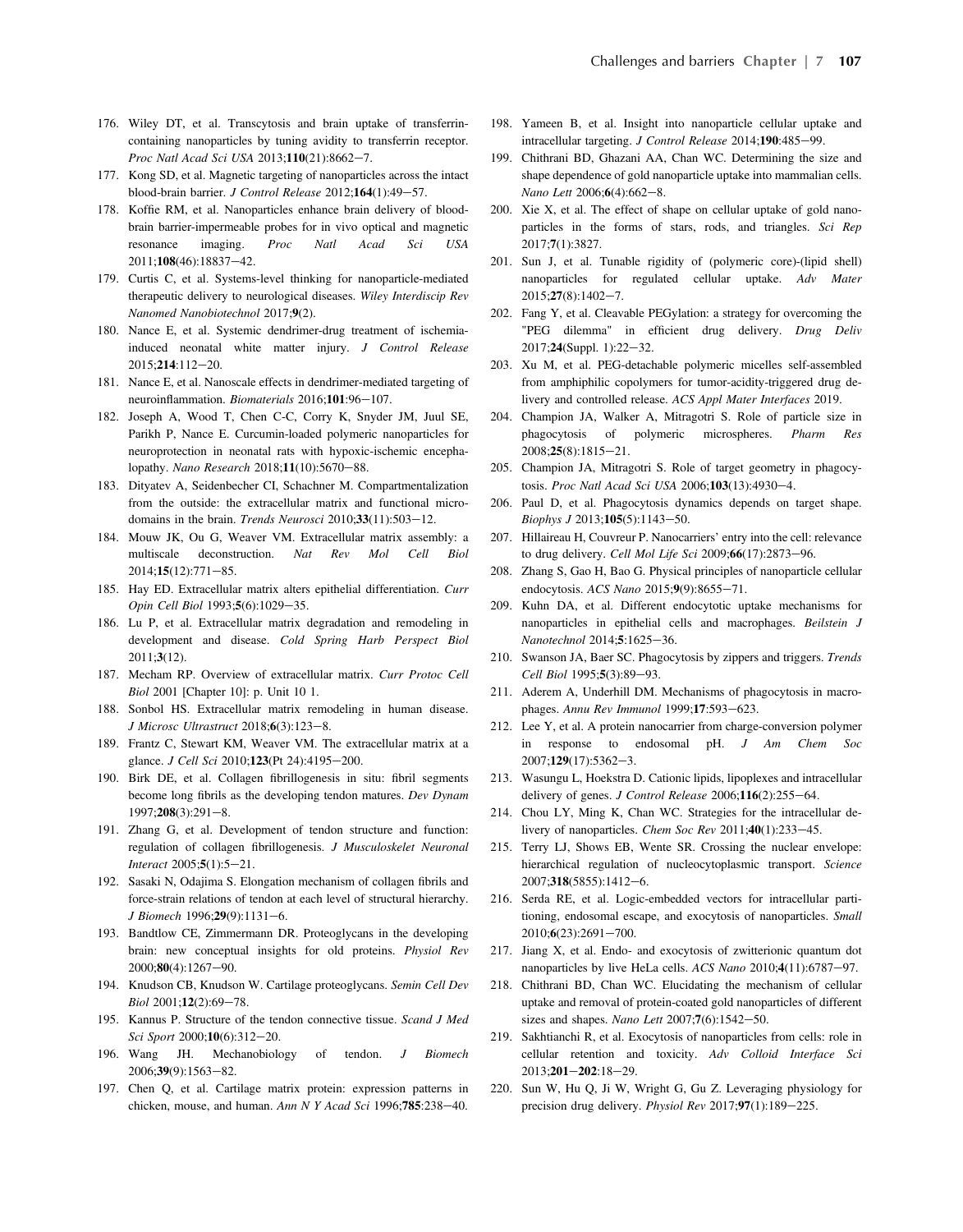176. Wiley DT, et al. Transcytosis and brain uptake of transferrin-containing nanoparticles by tuning avidity to transferrin receptor. *Proc Natl Acad Sci USA* 2013;**110**(21):8662−7.
177. Kong SD, et al. Magnetic targeting of nanoparticles across the intact blood-brain barrier. *J Control Release* 2012;**164**(1):49−57.
178. Koffie RM, et al. Nanoparticles enhance brain delivery of blood-brain barrier-impermeable probes for in vivo optical and magnetic resonance imaging. *Proc Natl Acad Sci USA* 2011;**108**(46):18837−42.
179. Curtis C, et al. Systems-level thinking for nanoparticle-mediated therapeutic delivery to neurological diseases. *Wiley Interdiscip Rev Nanomed Nanobiotechnol* 2017;**9**(2).
180. Nance E, et al. Systemic dendrimer-drug treatment of ischemia-induced neonatal white matter injury. *J Control Release* 2015;**214**:112−20.
181. Nance E, et al. Nanoscale effects in dendrimer-mediated targeting of neuroinflammation. *Biomaterials* 2016;**101**:96−107.
182. Joseph A, Wood T, Chen C-C, Corry K, Snyder JM, Juul SE, Parikh P, Nance E. Curcumin-loaded polymeric nanoparticles for neuroprotection in neonatal rats with hypoxic-ischemic encephalopathy. *Nano Research* 2018;**11**(10):5670−88.
183. Dityatev A, Seidenbecher CI, Schachner M. Compartmentalization from the outside: the extracellular matrix and functional microdomains in the brain. *Trends Neurosci* 2010;**33**(11):503−12.
184. Mouw JK, Ou G, Weaver VM. Extracellular matrix assembly: a multiscale deconstruction. *Nat Rev Mol Cell Biol* 2014;**15**(12):771−85.
185. Hay ED. Extracellular matrix alters epithelial differentiation. *Curr Opin Cell Biol* 1993;**5**(6):1029−35.
186. Lu P, et al. Extracellular matrix degradation and remodeling in development and disease. *Cold Spring Harb Perspect Biol* 2011;**3**(12).
187. Mecham RP. Overview of extracellular matrix. *Curr Protoc Cell Biol* 2001 [Chapter 10]: p. Unit 10 1.
188. Sonbol HS. Extracellular matrix remodeling in human disease. *J Microsc Ultrastruct* 2018;**6**(3):123−8.
189. Frantz C, Stewart KM, Weaver VM. The extracellular matrix at a glance. *J Cell Sci* 2010;**123**(Pt 24):4195−200.
190. Birk DE, et al. Collagen fibrillogenesis in situ: fibril segments become long fibrils as the developing tendon matures. *Dev Dynam* 1997;**208**(3):291−8.
191. Zhang G, et al. Development of tendon structure and function: regulation of collagen fibrillogenesis. *J Musculoskelet Neuronal Interact* 2005;**5**(1):5−21.
192. Sasaki N, Odajima S. Elongation mechanism of collagen fibrils and force-strain relations of tendon at each level of structural hierarchy. *J Biomech* 1996;**29**(9):1131−6.
193. Bandtlow CE, Zimmermann DR. Proteoglycans in the developing brain: new conceptual insights for old proteins. *Physiol Rev* 2000;**80**(4):1267−90.
194. Knudson CB, Knudson W. Cartilage proteoglycans. *Semin Cell Dev Biol* 2001;**12**(2):69−78.
195. Kannus P. Structure of the tendon connective tissue. *Scand J Med Sci Sport* 2000;**10**(6):312−20.
196. Wang JH. Mechanobiology of tendon. *J Biomech* 2006;**39**(9):1563−82.
197. Chen Q, et al. Cartilage matrix protein: expression patterns in chicken, mouse, and human. *Ann N Y Acad Sci* 1996;**785**:238−40.
198. Yameen B, et al. Insight into nanoparticle cellular uptake and intracellular targeting. *J Control Release* 2014;**190**:485−99.
199. Chithrani BD, Ghazani AA, Chan WC. Determining the size and shape dependence of gold nanoparticle uptake into mammalian cells. *Nano Lett* 2006;**6**(4):662−8.
200. Xie X, et al. The effect of shape on cellular uptake of gold nanoparticles in the forms of stars, rods, and triangles. *Sci Rep* 2017;**7**(1):3827.
201. Sun J, et al. Tunable rigidity of (polymeric core)-(lipid shell) nanoparticles for regulated cellular uptake. *Adv Mater* 2015;**27**(8):1402−7.
202. Fang Y, et al. Cleavable PEGylation: a strategy for overcoming the "PEG dilemma" in efficient drug delivery. *Drug Deliv* 2017;**24**(Suppl. 1):22−32.
203. Xu M, et al. PEG-detachable polymeric micelles self-assembled from amphiphilic copolymers for tumor-acidity-triggered drug delivery and controlled release. *ACS Appl Mater Interfaces* 2019.
204. Champion JA, Walker A, Mitragotri S. Role of particle size in phagocytosis of polymeric microspheres. *Pharm Res* 2008;**25**(8):1815−21.
205. Champion JA, Mitragotri S. Role of target geometry in phagocytosis. *Proc Natl Acad Sci USA* 2006;**103**(13):4930−4.
206. Paul D, et al. Phagocytosis dynamics depends on target shape. *Biophys J* 2013;**105**(5):1143−50.
207. Hillaireau H, Couvreur P. Nanocarriers' entry into the cell: relevance to drug delivery. *Cell Mol Life Sci* 2009;**66**(17):2873−96.
208. Zhang S, Gao H, Bao G. Physical principles of nanoparticle cellular endocytosis. *ACS Nano* 2015;**9**(9):8655−71.
209. Kuhn DA, et al. Different endocytotic uptake mechanisms for nanoparticles in epithelial cells and macrophages. *Beilstein J Nanotechnol* 2014;**5**:1625−36.
210. Swanson JA, Baer SC. Phagocytosis by zippers and triggers. *Trends Cell Biol* 1995;**5**(3):89−93.
211. Aderem A, Underhill DM. Mechanisms of phagocytosis in macrophages. *Annu Rev Immunol* 1999;**17**:593−623.
212. Lee Y, et al. A protein nanocarrier from charge-conversion polymer in response to endosomal pH. *J Am Chem Soc* 2007;**129**(17):5362−3.
213. Wasungu L, Hoekstra D. Cationic lipids, lipoplexes and intracellular delivery of genes. *J Control Release* 2006;**116**(2):255−64.
214. Chou LY, Ming K, Chan WC. Strategies for the intracellular delivery of nanoparticles. *Chem Soc Rev* 2011;**40**(1):233−45.
215. Terry LJ, Shows EB, Wente SR. Crossing the nuclear envelope: hierarchical regulation of nucleocytoplasmic transport. *Science* 2007;**318**(5855):1412−6.
216. Serda RE, et al. Logic-embedded vectors for intracellular partitioning, endosomal escape, and exocytosis of nanoparticles. *Small* 2010;**6**(23):2691−700.
217. Jiang X, et al. Endo- and exocytosis of zwitterionic quantum dot nanoparticles by live HeLa cells. *ACS Nano* 2010;**4**(11):6787−97.
218. Chithrani BD, Chan WC. Elucidating the mechanism of cellular uptake and removal of protein-coated gold nanoparticles of different sizes and shapes. *Nano Lett* 2007;**7**(6):1542−50.
219. Sakhtianchi R, et al. Exocytosis of nanoparticles from cells: role in cellular retention and toxicity. *Adv Colloid Interface Sci* 2013;**201−202**:18−29.
220. Sun W, Hu Q, Ji W, Wright G, Gu Z. Leveraging physiology for precision drug delivery. *Physiol Rev* 2017;**97**(1):189−225.